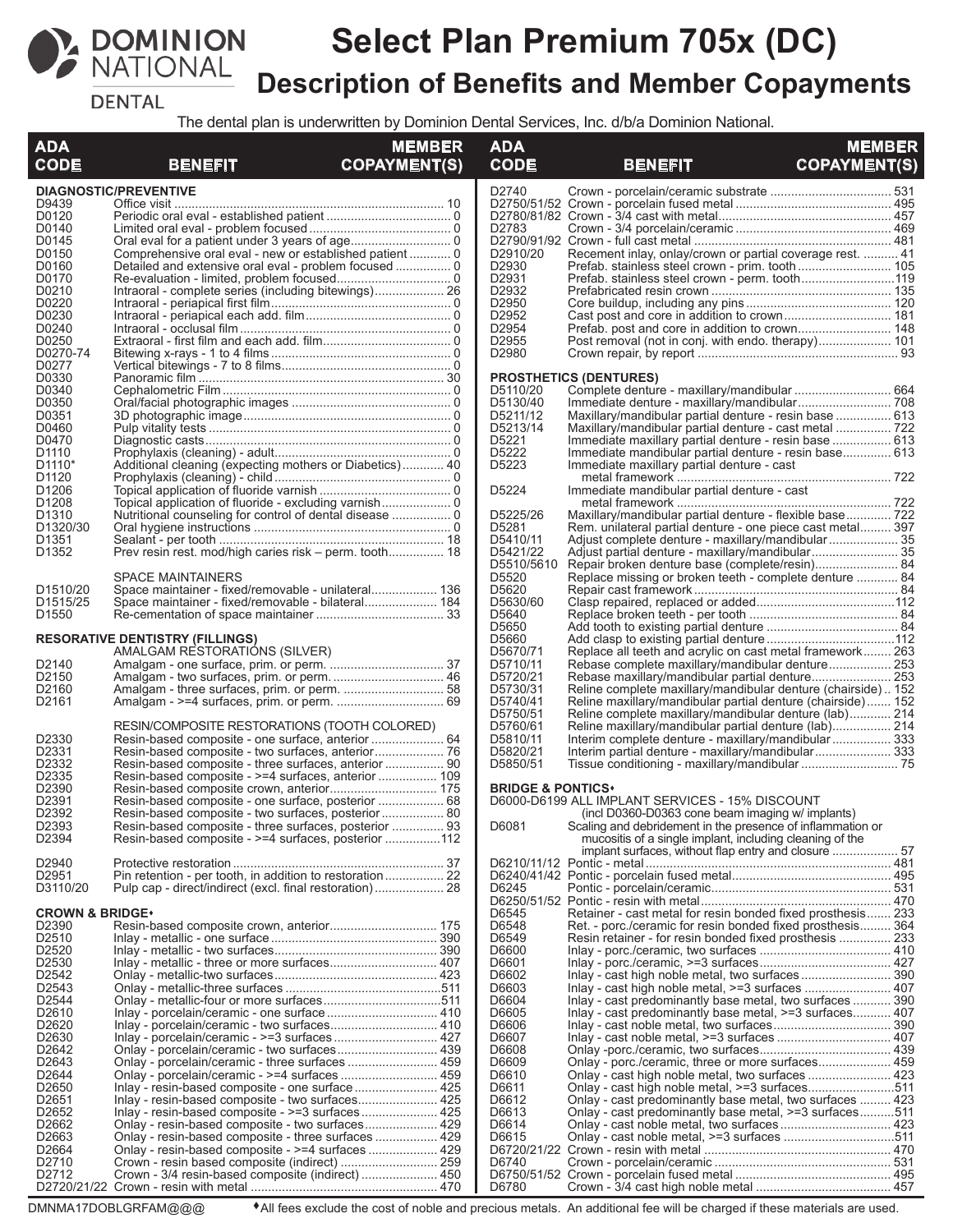# Select Plan Premium 705x (DC)

## Description of Benefits and Member Copayments

DOMINION NATIONAL DENTAL

The dental plan is underwritten by Dominion Dental Services, Inc. d/b/a Dominion National.

| ADA CODE | BENEFIT | MEMBER COPAYMENT(S) |
|---|---|---|
| **DIAGNOSTIC/PREVENTIVE** | | |
| D9439 | Office visit | 10 |
| D0120 | Periodic oral eval - established patient | 0 |
| D0140 | Limited oral eval - problem focused | 0 |
| D0145 | Oral eval for a patient under 3 years of age | 0 |
| D0150 | Comprehensive oral eval - new or established patient | 0 |
| D0160 | Detailed and extensive oral eval - problem focused | 0 |
| D0170 | Re-evaluation - limited, problem focused | 0 |
| D0210 | Intraoral - complete series (including bitewings) | 26 |
| D0220 | Intraoral - periapical first film | 0 |
| D0230 | Intraoral - periapical each add. film | 0 |
| D0240 | Intraoral - occlusal film | 0 |
| D0250 | Extraoral - first film and each add. film | 0 |
| D0270-74 | Bitewing x-rays - 1 to 4 films | 0 |
| D0277 | Vertical bitewings - 7 to 8 films | 0 |
| D0330 | Panoramic film | 30 |
| D0340 | Cephalometric Film | 0 |
| D0350 | Oral/facial photographic images | 0 |
| D0351 | 3D photographic image | 0 |
| D0460 | Pulp vitality tests | 0 |
| D0470 | Diagnostic casts | 0 |
| D1110 | Prophylaxis (cleaning) - adult | 0 |
| D1110* | Additional cleaning (expecting mothers or Diabetics) | 40 |
| D1120 | Prophylaxis (cleaning) - child | 0 |
| D1206 | Topical application of fluoride varnish | 0 |
| D1208 | Topical application of fluoride - excluding varnish | 0 |
| D1310 | Nutritional counseling for control of dental disease | 0 |
| D1320/30 | Oral hygiene instructions | 0 |
| D1351 | Sealant - per tooth | 18 |
| D1352 | Prev resin rest. mod/high caries risk – perm. tooth | 18 |
| | SPACE MAINTAINERS | |
| D1510/20 | Space maintainer - fixed/removable - unilateral | 136 |
| D1515/25 | Space maintainer - fixed/removable - bilateral | 184 |
| D1550 | Re-cementation of space maintainer | 33 |
| **RESORATIVE DENTISTRY (FILLINGS)** | | |
| | AMALGAM RESTORATIONS (SILVER) | |
| D2140 | Amalgam - one surface, prim. or perm. | 37 |
| D2150 | Amalgam - two surfaces, prim. or perm. | 46 |
| D2160 | Amalgam - three surfaces, prim. or perm. | 58 |
| D2161 | Amalgam - >=4 surfaces, prim. or perm. | 69 |
| | RESIN/COMPOSITE RESTORATIONS (TOOTH COLORED) | |
| D2330 | Resin-based composite - one surface, anterior | 64 |
| D2331 | Resin-based composite - two surfaces, anterior | 76 |
| D2332 | Resin-based composite - three surfaces, anterior | 90 |
| D2335 | Resin-based composite - >=4 surfaces, anterior | 109 |
| D2390 | Resin-based composite crown, anterior | 175 |
| D2391 | Resin-based composite - one surface, posterior | 68 |
| D2392 | Resin-based composite - two surfaces, posterior | 80 |
| D2393 | Resin-based composite - three surfaces, posterior | 93 |
| D2394 | Resin-based composite - >=4 surfaces, posterior | 112 |
| D2940 | Protective restoration | 37 |
| D2951 | Pin retention - per tooth, in addition to restoration | 22 |
| D3110/20 | Pulp cap - direct/indirect (excl. final restoration) | 28 |
| **CROWN & BRIDGE♦** | | |
| D2390 | Resin-based composite crown, anterior | 175 |
| D2510 | Inlay - metallic - one surface | 390 |
| D2520 | Inlay - metallic - two surfaces | 390 |
| D2530 | Inlay - metallic - three or more surfaces | 407 |
| D2542 | Onlay - metallic-two surfaces | 423 |
| D2543 | Onlay - metallic-three surfaces | 511 |
| D2544 | Onlay - metallic-four or more surfaces | 511 |
| D2610 | Inlay - porcelain/ceramic - one surface | 410 |
| D2620 | Inlay - porcelain/ceramic - two surfaces | 410 |
| D2630 | Inlay - porcelain/ceramic - >=3 surfaces | 427 |
| D2642 | Onlay - porcelain/ceramic - two surfaces | 439 |
| D2643 | Onlay - porcelain/ceramic - three surfaces | 459 |
| D2644 | Onlay - porcelain/ceramic - >=4 surfaces | 459 |
| D2650 | Inlay - resin-based composite - one surface | 425 |
| D2651 | Inlay - resin-based composite - two surfaces | 425 |
| D2652 | Inlay - resin-based composite - >=3 surfaces | 425 |
| D2662 | Onlay - resin-based composite - two surfaces | 429 |
| D2663 | Onlay - resin-based composite - three surfaces | 429 |
| D2664 | Onlay - resin-based composite - >=4 surfaces | 429 |
| D2710 | Crown - resin based composite (indirect) | 259 |
| D2712 | Crown - 3/4 resin-based composite (indirect) | 450 |
| D2720/21/22 | Crown - resin with metal | 470 |
| D2740 | Crown - porcelain/ceramic substrate | 531 |
| D2750/51/52 | Crown - porcelain fused metal | 495 |
| D2780/81/82 | Crown - 3/4 cast with metal | 457 |
| D2783 | Crown - 3/4 porcelain/ceramic | 469 |
| D2790/91/92 | Crown - full cast metal | 481 |
| D2910/20 | Recement inlay, onlay/crown or partial coverage rest. | 41 |
| D2930 | Prefab. stainless steel crown - prim. tooth | 105 |
| D2931 | Prefab. stainless steel crown - perm. tooth | 119 |
| D2932 | Prefabricated resin crown | 135 |
| D2950 | Core buildup, including any pins | 120 |
| D2952 | Cast post and core in addition to crown | 181 |
| D2954 | Prefab. post and core in addition to crown | 148 |
| D2955 | Post removal (not in conj. with endo. therapy) | 101 |
| D2980 | Crown repair, by report | 93 |
| **PROSTHETICS (DENTURES)** | | |
| D5110/20 | Complete denture - maxillary/mandibular | 664 |
| D5130/40 | Immediate denture - maxillary/mandibular | 708 |
| D5211/12 | Maxillary/mandibular partial denture - resin base | 613 |
| D5213/14 | Maxillary/mandibular partial denture - cast metal | 722 |
| D5221 | Immediate maxillary partial denture - resin base | 613 |
| D5222 | Immediate mandibular partial denture - resin base | 613 |
| D5223 | Immediate maxillary partial denture - cast metal framework | 722 |
| D5224 | Immediate mandibular partial denture - cast metal framework | 722 |
| D5225/26 | Maxillary/mandibular partial denture - flexible base | 722 |
| D5281 | Rem. unilateral partial denture - one piece cast metal | 397 |
| D5410/11 | Adjust complete denture - maxillary/mandibular | 35 |
| D5421/22 | Adjust partial denture - maxillary/mandibular | 35 |
| D5510/5610 | Repair broken denture base (complete/resin) | 84 |
| D5520 | Replace missing or broken teeth - complete denture | 84 |
| D5620 | Repair cast framework | 84 |
| D5630/60 | Clasp repaired, replaced or added | 112 |
| D5640 | Replace broken teeth - per tooth | 84 |
| D5650 | Add tooth to existing partial denture | 84 |
| D5660 | Add clasp to existing partial denture | 112 |
| D5670/71 | Replace all teeth and acrylic on cast metal framework | 263 |
| D5710/11 | Rebase complete maxillary/mandibular denture | 253 |
| D5720/21 | Rebase maxillary/mandibular partial denture | 253 |
| D5730/31 | Reline complete maxillary/mandibular denture (chairside) | 152 |
| D5740/41 | Reline maxillary/mandibular partial denture (chairside) | 152 |
| D5750/51 | Reline complete maxillary/mandibular denture (lab) | 214 |
| D5760/61 | Reline maxillary/mandibular partial denture (lab) | 214 |
| D5810/11 | Interim complete denture - maxillary/mandibular | 333 |
| D5820/21 | Interim partial denture - maxillary/mandibular | 333 |
| D5850/51 | Tissue conditioning - maxillary/mandibular | 75 |
| **BRIDGE & PONTICS♦** | | |
| D6000-D6199 | ALL IMPLANT SERVICES - 15% DISCOUNT (incl D0360-D0363 cone beam imaging w/ implants) | |
| D6081 | Scaling and debridement in the presence of inflammation or mucositis of a single implant, including cleaning of the implant surfaces, without flap entry and closure | 57 |
| D6210/11/12 | Pontic - metal | 481 |
| D6240/41/42 | Pontic - porcelain fused metal | 495 |
| D6245 | Pontic - porcelain/ceramic | 531 |
| D6250/51/52 | Pontic - resin with metal | 470 |
| D6545 | Retainer - cast metal for resin bonded fixed prosthesis | 233 |
| D6548 | Ret. - porc./ceramic for resin bonded fixed prosthesis | 364 |
| D6549 | Resin retainer - for resin bonded fixed prosthesis | 233 |
| D6600 | Inlay - porc./ceramic, two surfaces | 410 |
| D6601 | Inlay - porc./ceramic, >=3 surfaces | 427 |
| D6602 | Inlay - cast high noble metal, two surfaces | 390 |
| D6603 | Inlay - cast high noble metal, >=3 surfaces | 407 |
| D6604 | Inlay - cast predominantly base metal, two surfaces | 390 |
| D6605 | Inlay - cast predominantly base metal, >=3 surfaces | 407 |
| D6606 | Inlay - cast noble metal, two surfaces | 390 |
| D6607 | Inlay - cast noble metal, >=3 surfaces | 407 |
| D6608 | Onlay -porc./ceramic, two surfaces | 439 |
| D6609 | Onlay - porc./ceramic, three or more surfaces | 459 |
| D6610 | Onlay - cast high noble metal, two surfaces | 423 |
| D6611 | Onlay - cast high noble metal, >=3 surfaces | 511 |
| D6612 | Onlay - cast predominantly base metal, two surfaces | 423 |
| D6613 | Onlay - cast predominantly base metal, >=3 surfaces | 511 |
| D6614 | Onlay - cast noble metal, two surfaces | 423 |
| D6615 | Onlay - cast noble metal, >=3 surfaces | 511 |
| D6720/21/22 | Crown - resin with metal | 470 |
| D6740 | Crown - porcelain/ceramic | 531 |
| D6750/51/52 | Crown - porcelain fused metal | 495 |
| D6780 | Crown - 3/4 cast high noble metal | 457 |

DMNMA17DOBLGRFAM@@@

♦All fees exclude the cost of noble and precious metals. An additional fee will be charged if these materials are used.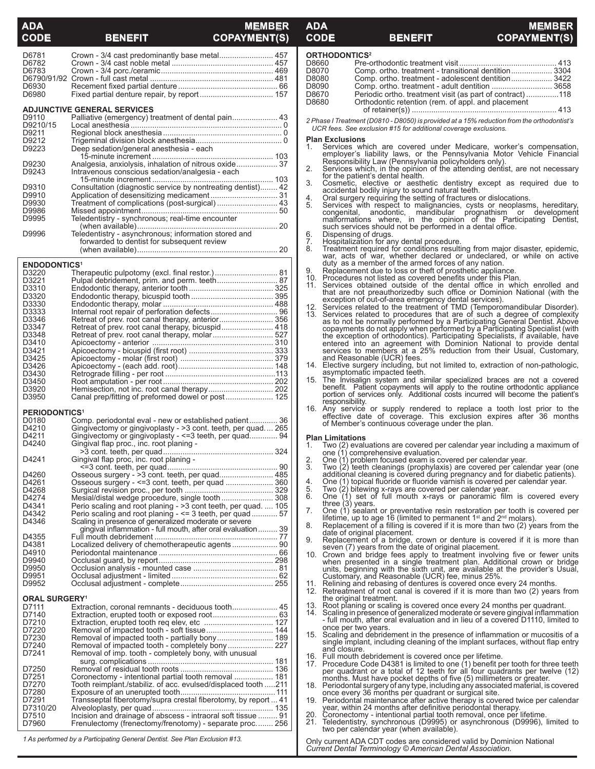| ADA CODE | BENEFIT | MEMBER COPAYMENT(S) |
|---|---|---|
| D6781 | Crown - 3/4 cast predominantly base metal | 457 |
| D6782 | Crown - 3/4 cast noble metal | 457 |
| D6783 | Crown - 3/4 porc./ceramic | 469 |
| D6790/91/92 | Crown - full cast metal | 481 |
| D6930 | Recement fixed partial denture | 66 |
| D6980 | Fixed partial denture repair, by report | 157 |
| **ADJUNCTIVE GENERAL SERVICES** | | |
| D9110 | Palliative (emergency) treatment of dental pain | 43 |
| D9210/15 | Local anesthesia | 0 |
| D9211 | Regional block anesthesia | 0 |
| D9212 | Trigeminal division block anesthesia | 0 |
| D9223 | Deep sedation/general anesthesia - each 15-minute increment | 103 |
| D9230 | Analgesia, anxiolysis, inhalation of nitrous oxide | 37 |
| D9243 | Intravenous conscious sedation/analgesia - each 15-minute increment | 103 |
| D9310 | Consultation (diagnostic service by nontreating dentist) | 42 |
| D9910 | Application of desensitizing medicament | 31 |
| D9930 | Treatment of complications (post-surgical) | 43 |
| D9986 | Missed appointment | 50 |
| D9995 | Teledentistry - synchronous; real-time encounter (when available) | 20 |
| D9996 | Teledentistry - asynchronous; information stored and forwarded to dentist for subsequent review (when available) | 20 |
| **ENDODONTICS[1]** | | |
| D3220 | Therapeutic pulpotomy (excl. final restor.) | 81 |
| D3221 | Pulpal debridement, prim. and perm. teeth | 87 |
| D3310 | Endodontic therapy, anterior tooth | 325 |
| D3320 | Endodontic therapy, bicuspid tooth | 395 |
| D3330 | Endodontic therapy, molar | 488 |
| D3333 | Internal root repair of perforation defects | 96 |
| D3346 | Retreat of prev. root canal therapy, anterior | 356 |
| D3347 | Retreat of prev. root canal therapy, bicuspid | 418 |
| D3348 | Retreat of prev. root canal therapy, molar | 527 |
| D3410 | Apicoectomy - anterior | 310 |
| D3421 | Apicoectomy - bicuspid (first root) | 333 |
| D3425 | Apicoectomy - molar (first root) | 379 |
| D3426 | Apicoectomy - (each add. root) | 148 |
| D3430 | Retrograde filling - per root | 113 |
| D3450 | Root amputation - per root | 202 |
| D3920 | Hemisection, not inc. root canal therapy | 202 |
| D3950 | Canal prep/fitting of preformed dowel or post | 125 |
| **PERIODONTICS[1]** | | |
| D0180 | Comp. periodontal eval - new or established patient | 36 |
| D4210 | Gingivectomy or gingivoplasty - >3 cont. teeth, per quad. | 265 |
| D4211 | Gingivectomy or gingivoplasty - <=3 teeth, per quad. | 94 |
| D4240 | Gingival flap proc., inc. root planing - >3 cont. teeth, per quad | 324 |
| D4241 | Gingival flap proc, inc. root planing - <=3 cont. teeth, per quad | 90 |
| D4260 | Osseous surgery - >3 cont. teeth, per quad. | 485 |
| D4261 | Osseous surgery - <=3 cont. teeth, per quad | 360 |
| D4268 | Surgical revision proc., per tooth | 329 |
| D4274 | Mesial/distal wedge procedure, single tooth | 308 |
| D4341 | Perio scaling and root planing - >3 cont teeth, per quad. | 105 |
| D4342 | Perio scaling and root planing - <= 3 teeth, per quad | 57 |
| D4346 | Scaling in presence of generalized moderate or severe gingival inflammation - full mouth, after oral evaluation | 39 |
| D4355 | Full mouth debridement | 77 |
| D4381 | Localized delivery of chemotherapeutic agents | 90 |
| D4910 | Periodontal maintenance | 66 |
| D9940 | Occlusal guard, by report | 298 |
| D9950 | Occlusion analysis - mounted case | 81 |
| D9951 | Occlusal adjustment - limited | 62 |
| D9952 | Occlusal adjustment - complete | 255 |
| **ORAL SURGERY[1]** | | |
| D7111 | Extraction, coronal remnants - deciduous tooth | 45 |
| D7140 | Extraction, erupted tooth or exposed root | 63 |
| D7210 | Extraction, erupted tooth req elev, etc | 127 |
| D7220 | Removal of impacted tooth - soft tissue | 144 |
| D7230 | Removal of impacted tooth - partially bony | 189 |
| D7240 | Removal of impacted tooth - completely bony | 227 |
| D7241 | Removal of imp. tooth - completely bony, with unusual surg. complications | 181 |
| D7250 | Removal of residual tooth roots | 136 |
| D7251 | Coronectomy - intentional partial tooth removal | 181 |
| D7270 | Tooth reimplant./stabiliz. of acc. evulsed/displaced tooth | 211 |
| D7280 | Exposure of an unerupted tooth | 111 |
| D7291 | Transseptal fiberotomy/supra crestal fiberotomy, by report | 41 |
| D7310/20 | Alveoloplasty, per quad | 135 |
| D7510 | Incision and drainage of abscess - intraoral soft tissue | 91 |
| D7960 | Frenulectomy (frenectomy/frenotomy) - separate proc. | 256 |

*1 As performed by a Participating General Dentist. See Plan Exclusion #13.*

| ADA CODE | BENEFIT | MEMBER COPAYMENT(S) |
|---|---|---|
| **ORTHODONTICS[2]** | | |
| D8660 | Pre-orthodontic treatment visit | 413 |
| D8070 | Comp. ortho. treatment - transitional dentition | 3304 |
| D8080 | Comp. ortho. treatment - adolescent dentition | 3422 |
| D8090 | Comp. ortho. treatment - adult dentition | 3658 |
| D8670 | Periodic ortho. treatment visit (as part of contract) | 118 |
| D8680 | Orthodontic retention (rem. of appl. and placement of retainer(s)) | 413 |

*2 Phase I Treatment (D0810 - D8050) is provided at a 15% reduction from the orthodontist's UCR fees. See exclusion #15 for additional coverage exclusions.*

**Plan Exclusions**

1. Services which are covered under Medicare, worker's compensation, employer's liability laws, or the Pennsylvania Motor Vehicle Financial Responsibility Law (Pennsylvania policyholders only).
2. Services which, in the opinion of the attending dentist, are not necessary for the patient's dental health.
3. Cosmetic, elective or aesthetic dentistry except as required due to accidental bodily injury to sound natural teeth.
4. Oral surgery requiring the setting of fractures or dislocations.
5. Services with respect to malignancies, cysts or neoplasms, hereditary, congenital, anodontic, mandibular prognathism or development malformations where, in the opinion of the Participating Dentist, such services should not be performed in a dental office.
6. Dispensing of drugs.
7. Hospitalization for any dental procedure.
8. Treatment required for conditions resulting from major disaster, epidemic, war, acts of war, whether declared or undeclared, or while on active duty as a member of the armed forces of any nation.
9. Replacement due to loss or theft of prosthetic appliance.
10. Procedures not listed as covered benefits under this Plan.
11. Services obtained outside of the dental office in which enrolled and that are not preauthorizedby such office or Dominion National (with the exception of out-of-area emergency dental services).
12. Services related to the treatment of TMD (Temporomandibular Disorder).
13. Services related to procedures that are of such a degree of complexity as to not be normally performed by a Participating General Dentist. Above copayments do not apply when performed by a Participating Specialist (with the exception of orthodontics). Participating Specialists, if available, have entered into an agreement with Dominion National to provide dental services to members at a 25% reduction from their Usual, Customary, and Reasonable (UCR) fees.
14. Elective surgery including, but not limited to, extraction of non-pathologic, asymptomatic impacted teeth.
15. The Invisalign system and similar specialized braces are not a covered benefit. Patient copayments will apply to the routine orthodontic appliance portion of services only. Additional costs incurred will become the patient's responsibility.
16. Any service or supply rendered to replace a tooth lost prior to the effective date of coverage. This exclusion expires after 36 months of Member's continuous coverage under the plan.

**Plan Limitations**

1. Two (2) evaluations are covered per calendar year including a maximum of one (1) comprehensive evaluation.
2. One (1) problem focused exam is covered per calendar year.
3. Two (2) teeth cleanings (prophylaxis) are covered per calendar year (one additional cleaning is covered during pregnancy and for diabetic patients).
4. One (1) topical fluoride or fluoride varnish is covered per calendar year.
5. Two (2) bitewing x-rays are covered per calendar year.
6. One (1) set of full mouth x-rays or panoramic film is covered every three (3) years.
7. One (1) sealant or preventative resin restoration per tooth is covered per lifetime, up to age 16 (limited to permanent 1st and 2nd molars).
8. Replacement of a filling is covered if it is more than two (2) years from the date of original placement.
9. Replacement of a bridge, crown or denture is covered if it is more than seven (7) years from the date of original placement.
10. Crown and bridge fees apply to treatment involving five or fewer units when presented in a single treatment plan. Additional crown or bridge units, beginning with the sixth unit, are available at the provider's Usual, Customary, and Reasonable (UCR) fee, minus 25%.
11. Relining and rebasing of dentures is covered once every 24 months.
12. Retreatment of root canal is covered if it is more than two (2) years from the original treatment.
13. Root planing or scaling is covered once every 24 months per quadrant.
14. Scaling in presence of generalized moderate or severe gingival inflammation - full mouth, after oral evaluation and in lieu of a covered D1110, limited to once per two years.
15. Scaling and debridement in the presence of inflammation or mucositis of a single implant, including cleaning of the implant surfaces, without flap entry and closure.
16. Full mouth debridement is covered once per lifetime.
17. Procedure Code D4381 is limited to one (1) benefit per tooth for three teeth per quadrant or a total of 12 teeth for all four quadrants per twelve (12) months. Must have pocket depths of five (5) millimeters or greater.
18. Periodontal surgery of any type, including any associated material, is covered once every 36 months per quadrant or surgical site.
19. Periodontal maintenance after active therapy is covered twice per calendar year, within 24 months after definitive periodontal therapy.
20. Coronectomy - intentional partial tooth removal, once per lifetime.
21. Teledentistry, synchronous (D9995) or asynchronous (D9996), limited to two per calendar year (when available).

Only current ADA CDT codes are considered valid by Dominion National
*Current Dental Terminology © American Dental Association.*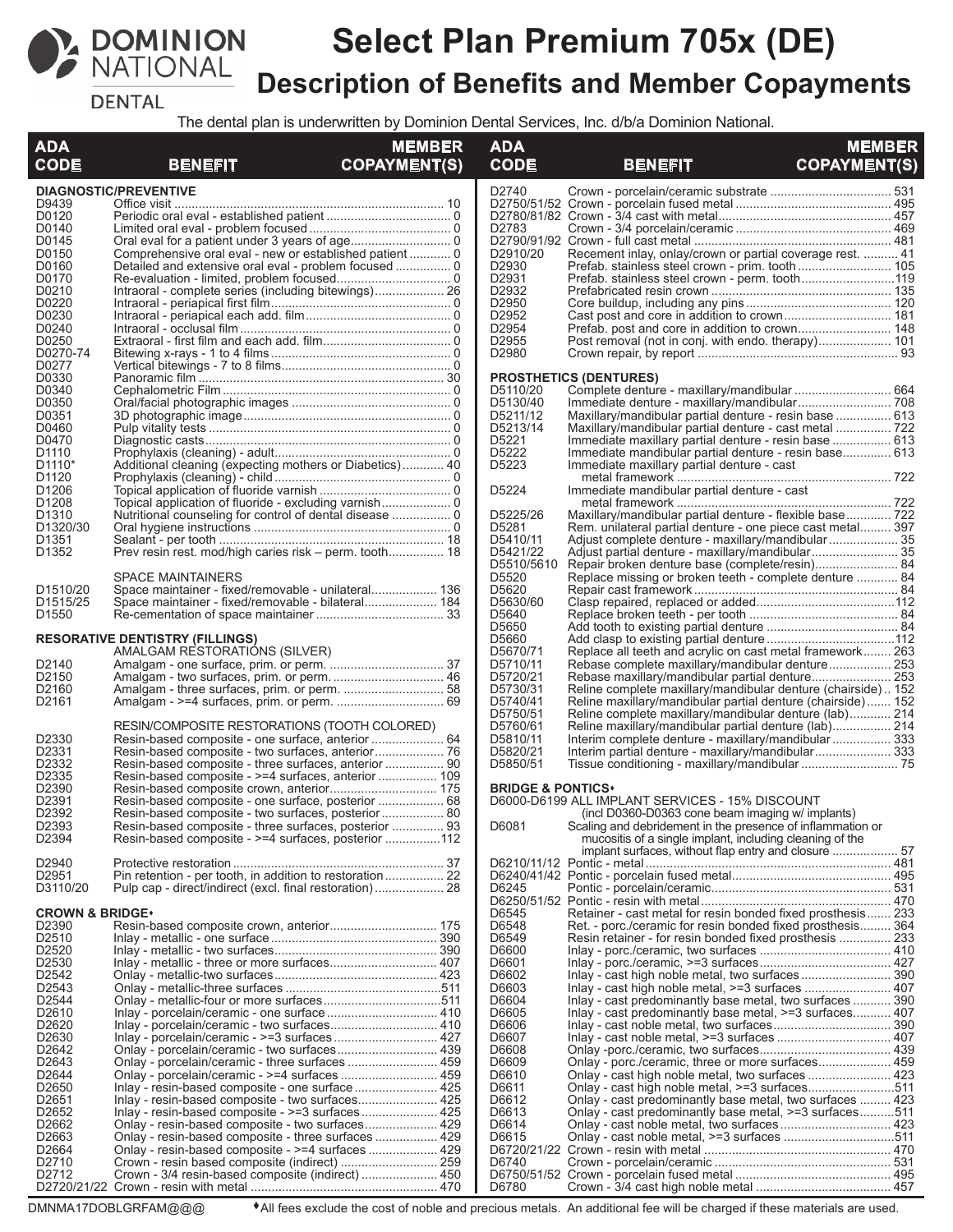# Select Plan Premium 705x (DE)

## Description of Benefits and Member Copayments

The dental plan is underwritten by Dominion Dental Services, Inc. d/b/a Dominion National.

| ADA CODE | BENEFIT | MEMBER COPAYMENT(S) |
|---|---|---|
| **DIAGNOSTIC/PREVENTIVE** | | |
| D9439 | Office visit | 10 |
| D0120 | Periodic oral eval - established patient | 0 |
| D0140 | Limited oral eval - problem focused | 0 |
| D0145 | Oral eval for a patient under 3 years of age | 0 |
| D0150 | Comprehensive oral eval - new or established patient | 0 |
| D0160 | Detailed and extensive oral eval - problem focused | 0 |
| D0170 | Re-evaluation - limited, problem focused | 0 |
| D0210 | Intraoral - complete series (including bitewings) | 26 |
| D0220 | Intraoral - periapical first film | 0 |
| D0230 | Intraoral - periapical each add. film | 0 |
| D0240 | Intraoral - occlusal film | 0 |
| D0250 | Extraoral - first film and each add. film | 0 |
| D0270-74 | Bitewing x-rays - 1 to 4 films | 0 |
| D0277 | Vertical bitewings - 7 to 8 films | 0 |
| D0330 | Panoramic film | 30 |
| D0340 | Cephalometric Film | 0 |
| D0350 | Oral/facial photographic images | 0 |
| D0351 | 3D photographic image | 0 |
| D0460 | Pulp vitality tests | 0 |
| D0470 | Diagnostic casts | 0 |
| D1110 | Prophylaxis (cleaning) - adult | 0 |
| D1110* | Additional cleaning (expecting mothers or Diabetics) | 40 |
| D1120 | Prophylaxis (cleaning) - child | 0 |
| D1206 | Topical application of fluoride varnish | 0 |
| D1208 | Topical application of fluoride - excluding varnish | 0 |
| D1310 | Nutritional counseling for control of dental disease | 0 |
| D1320/30 | Oral hygiene instructions | 0 |
| D1351 | Sealant - per tooth | 18 |
| D1352 | Prev resin rest. mod/high caries risk – perm. tooth | 18 |
| | SPACE MAINTAINERS | |
| D1510/20 | Space maintainer - fixed/removable - unilateral | 136 |
| D1515/25 | Space maintainer - fixed/removable - bilateral | 184 |
| D1550 | Re-cementation of space maintainer | 33 |
| **RESORATIVE DENTISTRY (FILLINGS)** | | |
| | AMALGAM RESTORATIONS (SILVER) | |
| D2140 | Amalgam - one surface, prim. or perm. | 37 |
| D2150 | Amalgam - two surfaces, prim. or perm. | 46 |
| D2160 | Amalgam - three surfaces, prim. or perm. | 58 |
| D2161 | Amalgam - >=4 surfaces, prim. or perm. | 69 |
| | RESIN/COMPOSITE RESTORATIONS (TOOTH COLORED) | |
| D2330 | Resin-based composite - one surface, anterior | 64 |
| D2331 | Resin-based composite - two surfaces, anterior | 76 |
| D2332 | Resin-based composite - three surfaces, anterior | 90 |
| D2335 | Resin-based composite - >=4 surfaces, anterior | 109 |
| D2390 | Resin-based composite crown, anterior | 175 |
| D2391 | Resin-based composite - one surface, posterior | 68 |
| D2392 | Resin-based composite - two surfaces, posterior | 80 |
| D2393 | Resin-based composite - three surfaces, posterior | 93 |
| D2394 | Resin-based composite - >=4 surfaces, posterior | 112 |
| D2940 | Protective restoration | 37 |
| D2951 | Pin retention - per tooth, in addition to restoration | 22 |
| D3110/20 | Pulp cap - direct/indirect (excl. final restoration) | 28 |
| **CROWN & BRIDGE♦** | | |
| D2390 | Resin-based composite crown, anterior | 175 |
| D2510 | Inlay - metallic - one surface | 390 |
| D2520 | Inlay - metallic - two surfaces | 390 |
| D2530 | Inlay - metallic - three or more surfaces | 407 |
| D2542 | Onlay - metallic-two surfaces | 423 |
| D2543 | Onlay - metallic-three surfaces | 511 |
| D2544 | Onlay - metallic-four or more surfaces | 511 |
| D2610 | Inlay - porcelain/ceramic - one surface | 410 |
| D2620 | Inlay - porcelain/ceramic - two surfaces | 410 |
| D2630 | Inlay - porcelain/ceramic - >=3 surfaces | 427 |
| D2642 | Onlay - porcelain/ceramic - two surfaces | 439 |
| D2643 | Onlay - porcelain/ceramic - three surfaces | 459 |
| D2644 | Onlay - porcelain/ceramic - >=4 surfaces | 459 |
| D2650 | Inlay - resin-based composite - one surface | 425 |
| D2651 | Inlay - resin-based composite - two surfaces | 425 |
| D2652 | Inlay - resin-based composite - >=3 surfaces | 425 |
| D2662 | Onlay - resin-based composite - two surfaces | 429 |
| D2663 | Onlay - resin-based composite - three surfaces | 429 |
| D2664 | Onlay - resin-based composite - >=4 surfaces | 429 |
| D2710 | Crown - resin based composite (indirect) | 259 |
| D2712 | Crown - 3/4 resin-based composite (indirect) | 450 |
| D2720/21/22 | Crown - resin with metal | 470 |
| D2740 | Crown - porcelain/ceramic substrate | 531 |
| D2750/51/52 | Crown - porcelain fused metal | 495 |
| D2780/81/82 | Crown - 3/4 cast with metal | 457 |
| D2783 | Crown - 3/4 porcelain/ceramic | 469 |
| D2790/91/92 | Crown - full cast metal | 481 |
| D2910/20 | Recement inlay, onlay/crown or partial coverage rest. | 41 |
| D2930 | Prefab. stainless steel crown - prim. tooth | 105 |
| D2931 | Prefab. stainless steel crown - perm. tooth | 119 |
| D2932 | Prefabricated resin crown | 135 |
| D2950 | Core buildup, including any pins | 120 |
| D2952 | Cast post and core in addition to crown | 181 |
| D2954 | Prefab. post and core in addition to crown | 148 |
| D2955 | Post removal (not in conj. with endo. therapy) | 101 |
| D2980 | Crown repair, by report | 93 |
| **PROSTHETICS (DENTURES)** | | |
| D5110/20 | Complete denture - maxillary/mandibular | 664 |
| D5130/40 | Immediate denture - maxillary/mandibular | 708 |
| D5211/12 | Maxillary/mandibular partial denture - resin base | 613 |
| D5213/14 | Maxillary/mandibular partial denture - cast metal | 722 |
| D5221 | Immediate maxillary partial denture - resin base | 613 |
| D5222 | Immediate mandibular partial denture - resin base | 613 |
| D5223 | Immediate maxillary partial denture - cast metal framework | 722 |
| D5224 | Immediate mandibular partial denture - cast metal framework | 722 |
| D5225/26 | Maxillary/mandibular partial denture - flexible base | 722 |
| D5281 | Rem. unilateral partial denture - one piece cast metal | 397 |
| D5410/11 | Adjust complete denture - maxillary/mandibular | 35 |
| D5421/22 | Adjust partial denture - maxillary/mandibular | 35 |
| D5510/5610 | Repair broken denture base (complete/resin) | 84 |
| D5520 | Replace missing or broken teeth - complete denture | 84 |
| D5620 | Repair cast framework | 84 |
| D5630/60 | Clasp repaired, replaced or added | 112 |
| D5640 | Replace broken teeth - per tooth | 84 |
| D5650 | Add tooth to existing partial denture | 84 |
| D5660 | Add clasp to existing partial denture | 112 |
| D5670/71 | Replace all teeth and acrylic on cast metal framework | 263 |
| D5710/11 | Rebase complete maxillary/mandibular denture | 253 |
| D5720/21 | Rebase maxillary/mandibular partial denture | 253 |
| D5730/31 | Reline complete maxillary/mandibular denture (chairside) | 152 |
| D5740/41 | Reline maxillary/mandibular partial denture (chairside) | 152 |
| D5750/51 | Reline complete maxillary/mandibular denture (lab) | 214 |
| D5760/61 | Reline maxillary/mandibular partial denture (lab) | 214 |
| D5810/11 | Interim complete denture - maxillary/mandibular | 333 |
| D5820/21 | Interim partial denture - maxillary/mandibular | 333 |
| D5850/51 | Tissue conditioning - maxillary/mandibular | 75 |
| **BRIDGE & PONTICS♦** | | |
| D6000-D6199 | ALL IMPLANT SERVICES - 15% DISCOUNT (incl D0360-D0363 cone beam imaging w/ implants) | |
| D6081 | Scaling and debridement in the presence of inflammation or mucositis of a single implant, including cleaning of the implant surfaces, without flap entry and closure | 57 |
| D6210/11/12 | Pontic - metal | 481 |
| D6240/41/42 | Pontic - porcelain fused metal | 495 |
| D6245 | Pontic - porcelain/ceramic | 531 |
| D6250/51/52 | Pontic - resin with metal | 470 |
| D6545 | Retainer - cast metal for resin bonded fixed prosthesis | 233 |
| D6548 | Ret. - porc./ceramic for resin bonded fixed prosthesis | 364 |
| D6549 | Resin retainer - for resin bonded fixed prosthesis | 233 |
| D6600 | Inlay - porc./ceramic, two surfaces | 410 |
| D6601 | Inlay - porc./ceramic, >=3 surfaces | 427 |
| D6602 | Inlay - cast high noble metal, two surfaces | 390 |
| D6603 | Inlay - cast high noble metal, >=3 surfaces | 407 |
| D6604 | Inlay - cast predominantly base metal, two surfaces | 390 |
| D6605 | Inlay - cast predominantly base metal, >=3 surfaces | 407 |
| D6606 | Inlay - cast noble metal, two surfaces | 390 |
| D6607 | Inlay - cast noble metal, >=3 surfaces | 407 |
| D6608 | Onlay -porc./ceramic, two surfaces | 439 |
| D6609 | Onlay - porc./ceramic, three or more surfaces | 459 |
| D6610 | Onlay - cast high noble metal, two surfaces | 423 |
| D6611 | Onlay - cast high noble metal, >=3 surfaces | 511 |
| D6612 | Onlay - cast predominantly base metal, two surfaces | 423 |
| D6613 | Onlay - cast predominantly base metal, >=3 surfaces | 511 |
| D6614 | Onlay - cast noble metal, two surfaces | 423 |
| D6615 | Onlay - cast noble metal, >=3 surfaces | 511 |
| D6720/21/22 | Crown - resin with metal | 470 |
| D6740 | Crown - porcelain/ceramic | 531 |
| D6750/51/52 | Crown - porcelain fused metal | 495 |
| D6780 | Crown - 3/4 cast high noble metal | 457 |

DMNMA17DOBLGRFAM@@@

♦All fees exclude the cost of noble and precious metals. An additional fee will be charged if these materials are used.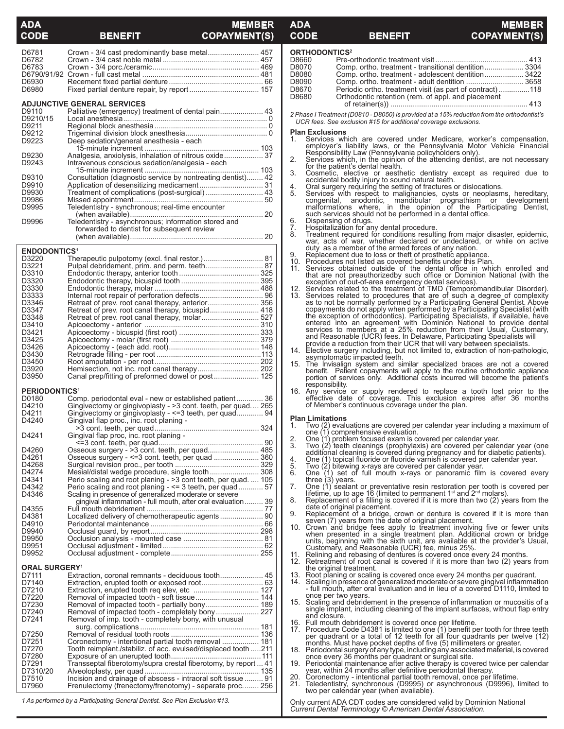| ADA CODE | BENEFIT | MEMBER COPAYMENT(S) |
|---|---|---|
| D6781 | Crown - 3/4 cast predominantly base metal | 457 |
| D6782 | Crown - 3/4 cast noble metal | 457 |
| D6783 | Crown - 3/4 porc./ceramic | 469 |
| D6790/91/92 | Crown - full cast metal | 481 |
| D6930 | Recement fixed partial denture | 66 |
| D6980 | Fixed partial denture repair, by report | 157 |

**ADJUNCTIVE GENERAL SERVICES**

| ADA CODE | BENEFIT | MEMBER COPAYMENT(S) |
|---|---|---|
| D9110 | Palliative (emergency) treatment of dental pain | 43 |
| D9210/15 | Local anesthesia | 0 |
| D9211 | Regional block anesthesia | 0 |
| D9212 | Trigeminal division block anesthesia | 0 |
| D9223 | Deep sedation/general anesthesia - each 15-minute increment | 103 |
| D9230 | Analgesia, anxiolysis, inhalation of nitrous oxide | 37 |
| D9243 | Intravenous conscious sedation/analgesia - each 15-minute increment | 103 |
| D9310 | Consultation (diagnostic service by nontreating dentist) | 42 |
| D9910 | Application of desensitizing medicament | 31 |
| D9930 | Treatment of complications (post-surgical) | 43 |
| D9986 | Missed appointment | 50 |
| D9995 | Teledentistry - synchronous; real-time encounter (when available) | 20 |
| D9996 | Teledentistry - asynchronous; information stored and forwarded to dentist for subsequent review (when available) | 20 |

**ENDODONTICS[1]**

| ADA CODE | BENEFIT | MEMBER COPAYMENT(S) |
|---|---|---|
| D3220 | Therapeutic pulpotomy (excl. final restor.) | 81 |
| D3221 | Pulpal debridement, prim. and perm. teeth | 87 |
| D3310 | Endodontic therapy, anterior tooth | 325 |
| D3320 | Endodontic therapy, bicuspid tooth | 395 |
| D3330 | Endodontic therapy, molar | 488 |
| D3333 | Internal root repair of perforation defects | 96 |
| D3346 | Retreat of prev. root canal therapy, anterior | 356 |
| D3347 | Retreat of prev. root canal therapy, bicuspid | 418 |
| D3348 | Retreat of prev. root canal therapy, molar | 527 |
| D3410 | Apicoectomy - anterior | 310 |
| D3421 | Apicoectomy - bicuspid (first root) | 333 |
| D3425 | Apicoectomy - molar (first root) | 379 |
| D3426 | Apicoectomy - (each add. root) | 148 |
| D3430 | Retrograde filling - per root | 113 |
| D3450 | Root amputation - per root | 202 |
| D3920 | Hemisection, not inc. root canal therapy | 202 |
| D3950 | Canal prep/fitting of preformed dowel or post | 125 |

**PERIODONTICS[1]**

| ADA CODE | BENEFIT | MEMBER COPAYMENT(S) |
|---|---|---|
| D0180 | Comp. periodontal eval - new or established patient | 36 |
| D4210 | Gingivectomy or gingivoplasty - >3 cont. teeth, per quad. | 265 |
| D4211 | Gingivectomy or gingivoplasty - <=3 teeth, per quad. | 94 |
| D4240 | Gingival flap proc., inc. root planing - >3 cont. teeth, per quad | 324 |
| D4241 | Gingival flap proc, inc. root planing - <=3 cont. teeth, per quad | 90 |
| D4260 | Osseous surgery - >3 cont. teeth, per quad. | 485 |
| D4261 | Osseous surgery - <=3 cont. teeth, per quad | 360 |
| D4268 | Surgical revision proc., per tooth | 329 |
| D4274 | Mesial/distal wedge procedure, single tooth | 308 |
| D4341 | Perio scaling and root planing - >3 cont teeth, per quad. | 105 |
| D4342 | Perio scaling and root planing - <= 3 teeth, per quad | 57 |
| D4346 | Scaling in presence of generalized moderate or severe gingival inflammation - full mouth, after oral evaluation | 39 |
| D4355 | Full mouth debridement | 77 |
| D4381 | Localized delivery of chemotherapeutic agents | 90 |
| D4910 | Periodontal maintenance | 66 |
| D9940 | Occlusal guard, by report | 298 |
| D9950 | Occlusion analysis - mounted case | 81 |
| D9951 | Occlusal adjustment - limited | 62 |
| D9952 | Occlusal adjustment - complete | 255 |

**ORAL SURGERY[1]**

| ADA CODE | BENEFIT | MEMBER COPAYMENT(S) |
|---|---|---|
| D7111 | Extraction, coronal remnants - deciduous tooth | 45 |
| D7140 | Extraction, erupted tooth or exposed root | 63 |
| D7210 | Extraction, erupted tooth req elev, etc | 127 |
| D7220 | Removal of impacted tooth - soft tissue | 144 |
| D7230 | Removal of impacted tooth - partially bony | 189 |
| D7240 | Removal of impacted tooth - completely bony | 227 |
| D7241 | Removal of imp. tooth - completely bony, with unusual surg. complications | 181 |
| D7250 | Removal of residual tooth roots | 136 |
| D7251 | Coronectomy - intentional partial tooth removal | 181 |
| D7270 | Tooth reimplant./stabiliz. of acc. evulsed/displaced tooth | 211 |
| D7280 | Exposure of an unerupted tooth | 111 |
| D7291 | Transseptal fiberotomy/supra crestal fiberotomy, by report | 41 |
| D7310/20 | Alveoloplasty, per quad | 135 |
| D7510 | Incision and drainage of abscess - intraoral soft tissue | 91 |
| D7960 | Frenulectomy (frenectomy/frenotomy) - separate proc. | 256 |

*1 As performed by a Participating General Dentist. See Plan Exclusion #13.*

**ORTHODONTICS[2]**

| ADA CODE | BENEFIT | MEMBER COPAYMENT(S) |
|---|---|---|
| D8660 | Pre-orthodontic treatment visit | 413 |
| D8070 | Comp. ortho. treatment - transitional dentition | 3304 |
| D8080 | Comp. ortho. treatment - adolescent dentition | 3422 |
| D8090 | Comp. ortho. treatment - adult dentition | 3658 |
| D8670 | Periodic ortho. treatment visit (as part of contract) | 118 |
| D8680 | Orthodontic retention (rem. of appl. and placement of retainer(s)) | 413 |

*2 Phase I Treatment (D0810 - D8050) is provided at a 15% reduction from the orthodontist's UCR fees. See exclusion #15 for additional coverage exclusions.*

**Plan Exclusions**

1. Services which are covered under Medicare, worker's compensation, employer's liability laws, or the Pennsylvania Motor Vehicle Financial Responsibility Law (Pennsylvania policyholders only).
2. Services which, in the opinion of the attending dentist, are not necessary for the patient's dental health.
3. Cosmetic, elective or aesthetic dentistry except as required due to accidental bodily injury to sound natural teeth.
4. Oral surgery requiring the setting of fractures or dislocations.
5. Services with respect to malignancies, cysts or neoplasms, hereditary, congenital, anodontic, mandibular prognathism or development malformations where, in the opinion of the Participating Dentist, such services should not be performed in a dental office.
6. Dispensing of drugs.
7. Hospitalization for any dental procedure.
8. Treatment required for conditions resulting from major disaster, epidemic, war, acts of war, whether declared or undeclared, or while on active duty as a member of the armed forces of any nation.
9. Replacement due to loss or theft of prosthetic appliance.
10. Procedures not listed as covered benefits under this Plan.
11. Services obtained outside of the dental office in which enrolled and that are not preauthorizedby such office or Dominion National (with the exception of out-of-area emergency dental services).
12. Services related to the treatment of TMD (Temporomandibular Disorder).
13. Services related to procedures that are of such a degree of complexity as to not be normally performed by a Participating General Dentist. Above copayments do not apply when performed by a Participating Specialist (with the exception of orthodontics). Participating Specialists, if available, have entered into an agreement with Dominion National to provide dental services to members at a 25% reduction from their Usual, Customary, and Reasonable (UCR) fees. In Delaware, Participating Specialists will provide a reduction from their UCR that will vary between specialists.
14. Elective surgery including, but not limited to, extraction of non-pathologic, asymptomatic impacted teeth.
15. The Invisalign system and similar specialized braces are not a covered benefit. Patient copayments will apply to the routine orthodontic appliance portion of services only. Additional costs incurred will become the patient's responsibility.
16. Any service or supply rendered to replace a tooth lost prior to the effective date of coverage. This exclusion expires after 36 months of Member's continuous coverage under the plan.

**Plan Limitations**

1. Two (2) evaluations are covered per calendar year including a maximum of one (1) comprehensive evaluation.
2. One (1) problem focused exam is covered per calendar year.
3. Two (2) teeth cleanings (prophylaxis) are covered per calendar year (one additional cleaning is covered during pregnancy and for diabetic patients).
4. One (1) topical fluoride or fluoride varnish is covered per calendar year.
5. Two (2) bitewing x-rays are covered per calendar year.
6. One (1) set of full mouth x-rays or panoramic film is covered every three (3) years.
7. One (1) sealant or preventative resin restoration per tooth is covered per lifetime, up to age 16 (limited to permanent 1st and 2nd molars).
8. Replacement of a filling is covered if it is more than two (2) years from the date of original placement.
9. Replacement of a bridge, crown or denture is covered if it is more than seven (7) years from the date of original placement.
10. Crown and bridge fees apply to treatment involving five or fewer units when presented in a single treatment plan. Additional crown or bridge units, beginning with the sixth unit, are available at the provider's Usual, Customary, and Reasonable (UCR) fee, minus 25%.
11. Relining and rebasing of dentures is covered once every 24 months.
12. Retreatment of root canal is covered if it is more than two (2) years from the original treatment.
13. Root planing or scaling is covered once every 24 months per quadrant.
14. Scaling in presence of generalized moderate or severe gingival inflammation - full mouth, after oral evaluation and in lieu of a covered D1110, limited to once per two years.
15. Scaling and debridement in the presence of inflammation or mucositis of a single implant, including cleaning of the implant surfaces, without flap entry and closure.
16. Full mouth debridement is covered once per lifetime.
17. Procedure Code D4381 is limited to one (1) benefit per tooth for three teeth per quadrant or a total of 12 teeth for all four quadrants per twelve (12) months. Must have pocket depths of five (5) millimeters or greater.
18. Periodontal surgery of any type, including any associated material, is covered once every 36 months per quadrant or surgical site.
19. Periodontal maintenance after active therapy is covered twice per calendar year, within 24 months after definitive periodontal therapy.
20. Coronectomy - intentional partial tooth removal, once per lifetime.
21. Teledentistry, synchronous (D9995) or asynchronous (D9996), limited to two per calendar year (when available).

Only current ADA CDT codes are considered valid by Dominion National
*Current Dental Terminology © American Dental Association.*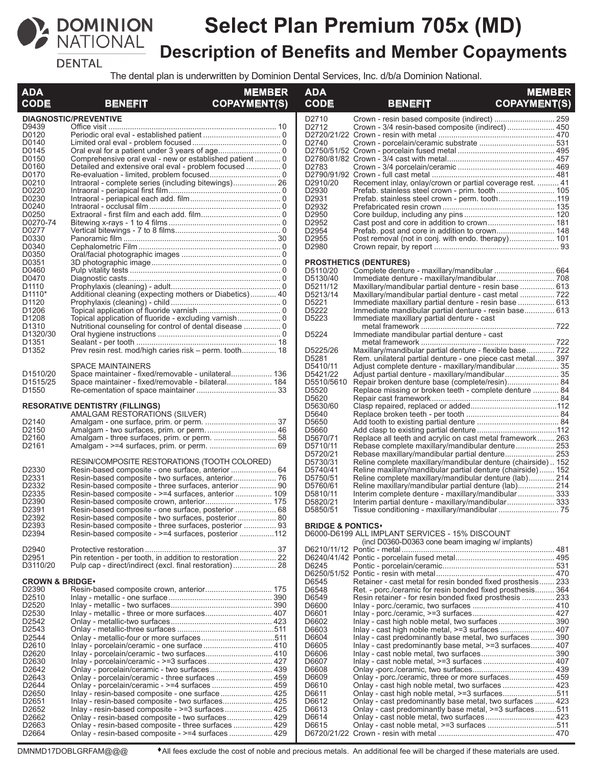# Select Plan Premium 705x (MD)

## Description of Benefits and Member Copayments

The dental plan is underwritten by Dominion Dental Services, Inc. d/b/a Dominion National.

| ADA CODE | BENEFIT | MEMBER COPAYMENT(S) |
|---|---|---|
| | **DIAGNOSTIC/PREVENTIVE** | |
| D9439 | Office visit | 10 |
| D0120 | Periodic oral eval - established patient | 0 |
| D0140 | Limited oral eval - problem focused | 0 |
| D0145 | Oral eval for a patient under 3 years of age | 0 |
| D0150 | Comprehensive oral eval - new or established patient | 0 |
| D0160 | Detailed and extensive oral eval - problem focused | 0 |
| D0170 | Re-evaluation - limited, problem focused | 0 |
| D0210 | Intraoral - complete series (including bitewings) | 26 |
| D0220 | Intraoral - periapical first film | 0 |
| D0230 | Intraoral - periapical each add. film | 0 |
| D0240 | Intraoral - occlusal film | 0 |
| D0250 | Extraoral - first film and each add. film | 0 |
| D0270-74 | Bitewing x-rays - 1 to 4 films | 0 |
| D0277 | Vertical bitewings - 7 to 8 films | 0 |
| D0330 | Panoramic film | 30 |
| D0340 | Cephalometric Film | 0 |
| D0350 | Oral/facial photographic images | 0 |
| D0351 | 3D photographic image | 0 |
| D0460 | Pulp vitality tests | 0 |
| D0470 | Diagnostic casts | 0 |
| D1110 | Prophylaxis (cleaning) - adult | 0 |
| D1110* | Additional cleaning (expecting mothers or Diabetics) | 40 |
| D1120 | Prophylaxis (cleaning) - child | 0 |
| D1206 | Topical application of fluoride varnish | 0 |
| D1208 | Topical application of fluoride - excluding varnish | 0 |
| D1310 | Nutritional counseling for control of dental disease | 0 |
| D1320/30 | Oral hygiene instructions | 0 |
| D1351 | Sealant - per tooth | 18 |
| D1352 | Prev resin rest. mod/high caries risk – perm. tooth | 18 |
| | SPACE MAINTAINERS | |
| D1510/20 | Space maintainer - fixed/removable - unilateral | 136 |
| D1515/25 | Space maintainer - fixed/removable - bilateral | 184 |
| D1550 | Re-cementation of space maintainer | 33 |
| | **RESTORATIVE DENTISTRY (FILLINGS)** | |
| | AMALGAM RESTORATIONS (SILVER) | |
| D2140 | Amalgam - one surface, prim. or perm. | 37 |
| D2150 | Amalgam - two surfaces, prim. or perm. | 46 |
| D2160 | Amalgam - three surfaces, prim. or perm. | 58 |
| D2161 | Amalgam - >=4 surfaces, prim. or perm. | 69 |
| | RESIN/COMPOSITE RESTORATIONS (TOOTH COLORED) | |
| D2330 | Resin-based composite - one surface, anterior | 64 |
| D2331 | Resin-based composite - two surfaces, anterior | 76 |
| D2332 | Resin-based composite - three surfaces, anterior | 90 |
| D2335 | Resin-based composite - >=4 surfaces, anterior | 109 |
| D2390 | Resin-based composite crown, anterior | 175 |
| D2391 | Resin-based composite - one surface, posterior | 68 |
| D2392 | Resin-based composite - two surfaces, posterior | 80 |
| D2393 | Resin-based composite - three surfaces, posterior | 93 |
| D2394 | Resin-based composite - >=4 surfaces, posterior | 112 |
| D2940 | Protective restoration | 37 |
| D2951 | Pin retention - per tooth, in addition to restoration | 22 |
| D3110/20 | Pulp cap - direct/indirect (excl. final restoration) | 28 |
| | **CROWN & BRIDGE♦** | |
| D2390 | Resin-based composite crown, anterior | 175 |
| D2510 | Inlay - metallic - one surface | 390 |
| D2520 | Inlay - metallic - two surfaces | 390 |
| D2530 | Inlay - metallic - three or more surfaces | 407 |
| D2542 | Onlay - metallic-two surfaces | 423 |
| D2543 | Onlay - metallic-three surfaces | 511 |
| D2544 | Onlay - metallic-four or more surfaces | 511 |
| D2610 | Inlay - porcelain/ceramic - one surface | 410 |
| D2620 | Inlay - porcelain/ceramic - two surfaces | 410 |
| D2630 | Inlay - porcelain/ceramic - >=3 surfaces | 427 |
| D2642 | Onlay - porcelain/ceramic - two surfaces | 439 |
| D2643 | Onlay - porcelain/ceramic - three surfaces | 459 |
| D2644 | Onlay - porcelain/ceramic - >=4 surfaces | 459 |
| D2650 | Inlay - resin-based composite - one surface | 425 |
| D2651 | Inlay - resin-based composite - two surfaces | 425 |
| D2652 | Inlay - resin-based composite - >=3 surfaces | 425 |
| D2662 | Onlay - resin-based composite - two surfaces | 429 |
| D2663 | Onlay - resin-based composite - three surfaces | 429 |
| D2664 | Onlay - resin-based composite - >=4 surfaces | 429 |
| D2710 | Crown - resin based composite (indirect) | 259 |
| D2712 | Crown - 3/4 resin-based composite (indirect) | 450 |
| D2720/21/22 | Crown - resin with metal | 470 |
| D2740 | Crown - porcelain/ceramic substrate | 531 |
| D2750/51/52 | Crown - porcelain fused metal | 495 |
| D2780/81/82 | Crown - 3/4 cast with metal | 457 |
| D2783 | Crown - 3/4 porcelain/ceramic | 469 |
| D2790/91/92 | Crown - full cast metal | 481 |
| D2910/20 | Recement inlay, onlay/crown or partial coverage rest. | 41 |
| D2930 | Prefab. stainless steel crown - prim. tooth | 105 |
| D2931 | Prefab. stainless steel crown - perm. tooth | 119 |
| D2932 | Prefabricated resin crown | 135 |
| D2950 | Core buildup, including any pins | 120 |
| D2952 | Cast post and core in addition to crown | 181 |
| D2954 | Prefab. post and core in addition to crown | 148 |
| D2955 | Post removal (not in conj. with endo. therapy) | 101 |
| D2980 | Crown repair, by report | 93 |
| | **PROSTHETICS (DENTURES)** | |
| D5110/20 | Complete denture - maxillary/mandibular | 664 |
| D5130/40 | Immediate denture - maxillary/mandibular | 708 |
| D5211/12 | Maxillary/mandibular partial denture - resin base | 613 |
| D5213/14 | Maxillary/mandibular partial denture - cast metal | 722 |
| D5221 | Immediate maxillary partial denture - resin base | 613 |
| D5222 | Immediate mandibular partial denture - resin base | 613 |
| D5223 | Immediate maxillary partial denture - cast metal framework | 722 |
| D5224 | Immediate mandibular partial denture - cast metal framework | 722 |
| D5225/26 | Maxillary/mandibular partial denture - flexible base | 722 |
| D5281 | Rem. unilateral partial denture - one piece cast metal | 397 |
| D5410/11 | Adjust complete denture - maxillary/mandibular | 35 |
| D5421/22 | Adjust partial denture - maxillary/mandibular | 35 |
| D5510/5610 | Repair broken denture base (complete/resin) | 84 |
| D5520 | Replace missing or broken teeth - complete denture | 84 |
| D5620 | Repair cast framework | 84 |
| D5630/60 | Clasp repaired, replaced or added | 112 |
| D5640 | Replace broken teeth - per tooth | 84 |
| D5650 | Add tooth to existing partial denture | 84 |
| D5660 | Add clasp to existing partial denture | 112 |
| D5670/71 | Replace all teeth and acrylic on cast metal framework | 263 |
| D5710/11 | Rebase complete maxillary/mandibular denture | 253 |
| D5720/21 | Rebase maxillary/mandibular partial denture | 253 |
| D5730/31 | Reline complete maxillary/mandibular denture (chairside) | 152 |
| D5740/41 | Reline maxillary/mandibular partial denture (chairside) | 152 |
| D5750/51 | Reline complete maxillary/mandibular denture (lab) | 214 |
| D5760/61 | Reline maxillary/mandibular partial denture (lab) | 214 |
| D5810/11 | Interim complete denture - maxillary/mandibular | 333 |
| D5820/21 | Interim partial denture - maxillary/mandibular | 333 |
| D5850/51 | Tissue conditioning - maxillary/mandibular | 75 |
| | **BRIDGE & PONTICS♦** | |
| D6000-D6199 | ALL IMPLANT SERVICES - 15% DISCOUNT (incl D0360-D0363 cone beam imaging w/ implants) | |
| D6210/11/12 | Pontic - metal | 481 |
| D6240/41/42 | Pontic - porcelain fused metal | 495 |
| D6245 | Pontic - porcelain/ceramic | 531 |
| D6250/51/52 | Pontic - resin with metal | 470 |
| D6545 | Retainer - cast metal for resin bonded fixed prosthesis | 233 |
| D6548 | Ret. - porc./ceramic for resin bonded fixed prosthesis | 364 |
| D6549 | Resin retainer - for resin bonded fixed prosthesis | 233 |
| D6600 | Inlay - porc./ceramic, two surfaces | 410 |
| D6601 | Inlay - porc./ceramic, >=3 surfaces | 427 |
| D6602 | Inlay - cast high noble metal, two surfaces | 390 |
| D6603 | Inlay - cast high noble metal, >=3 surfaces | 407 |
| D6604 | Inlay - cast predominantly base metal, two surfaces | 390 |
| D6605 | Inlay - cast predominantly base metal, >=3 surfaces | 407 |
| D6606 | Inlay - cast noble metal, two surfaces | 390 |
| D6607 | Inlay - cast noble metal, >=3 surfaces | 407 |
| D6608 | Onlay -porc./ceramic, two surfaces | 439 |
| D6609 | Onlay - porc./ceramic, three or more surfaces | 459 |
| D6610 | Onlay - cast high noble metal, two surfaces | 423 |
| D6611 | Onlay - cast high noble metal, >=3 surfaces | 511 |
| D6612 | Onlay - cast predominantly base metal, two surfaces | 423 |
| D6613 | Onlay - cast predominantly base metal, >=3 surfaces | 511 |
| D6614 | Onlay - cast noble metal, two surfaces | 423 |
| D6615 | Onlay - cast noble metal, >=3 surfaces | 511 |
| D6720/21/22 | Crown - resin with metal | 470 |

DMNMD17DOBLGRFAM@@@

♦All fees exclude the cost of noble and precious metals. An additional fee will be charged if these materials are used.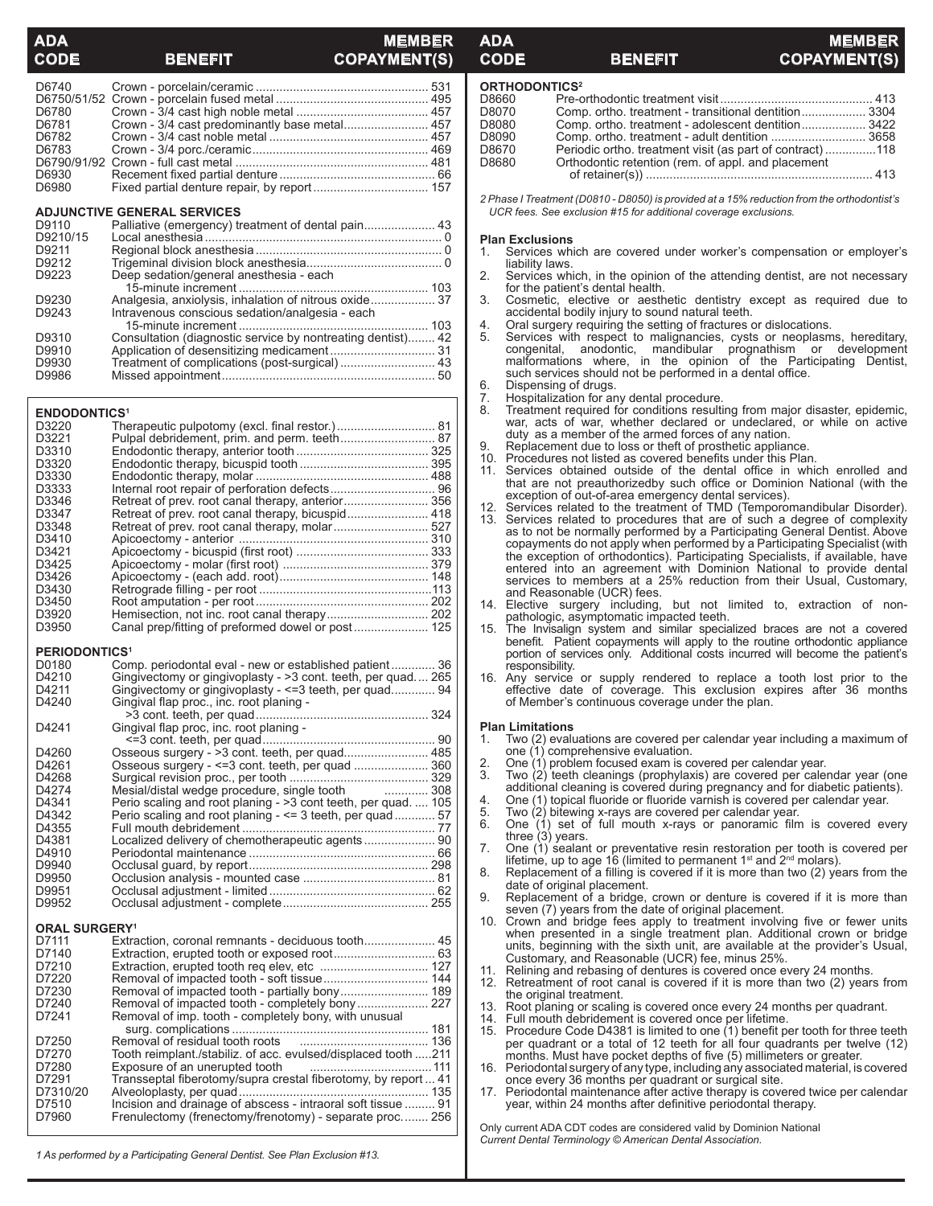| ADA CODE | BENEFIT | MEMBER COPAYMENT(S) |
|---|---|---|
| D6740 | Crown - porcelain/ceramic | 531 |
| D6750/51/52 | Crown - porcelain fused metal | 495 |
| D6780 | Crown - 3/4 cast high noble metal | 457 |
| D6781 | Crown - 3/4 cast predominantly base metal | 457 |
| D6782 | Crown - 3/4 cast noble metal | 457 |
| D6783 | Crown - 3/4 porc./ceramic | 469 |
| D6790/91/92 | Crown - full cast metal | 481 |
| D6930 | Recement fixed partial denture | 66 |
| D6980 | Fixed partial denture repair, by report | 157 |
| **ADJUNCTIVE GENERAL SERVICES** | | |
| D9110 | Palliative (emergency) treatment of dental pain | 43 |
| D9210/15 | Local anesthesia | 0 |
| D9211 | Regional block anesthesia | 0 |
| D9212 | Trigeminal division block anesthesia | 0 |
| D9223 | Deep sedation/general anesthesia - each 15-minute increment | 103 |
| D9230 | Analgesia, anxiolysis, inhalation of nitrous oxide | 37 |
| D9243 | Intravenous conscious sedation/analgesia - each 15-minute increment | 103 |
| D9310 | Consultation (diagnostic service by nontreating dentist) | 42 |
| D9910 | Application of desensitizing medicament | 31 |
| D9930 | Treatment of complications (post-surgical) | 43 |
| D9986 | Missed appointment | 50 |

| ADA CODE | BENEFIT | MEMBER COPAYMENT(S) |
|---|---|---|
| **ENDODONTICS[1]** | | |
| D3220 | Therapeutic pulpotomy (excl. final restor.) | 81 |
| D3221 | Pulpal debridement, prim. and perm. teeth | 87 |
| D3310 | Endodontic therapy, anterior tooth | 325 |
| D3320 | Endodontic therapy, bicuspid tooth | 395 |
| D3330 | Endodontic therapy, molar | 488 |
| D3333 | Internal root repair of perforation defects | 96 |
| D3346 | Retreat of prev. root canal therapy, anterior | 356 |
| D3347 | Retreat of prev. root canal therapy, bicuspid | 418 |
| D3348 | Retreat of prev. root canal therapy, molar | 527 |
| D3410 | Apicoectomy - anterior | 310 |
| D3421 | Apicoectomy - bicuspid (first root) | 333 |
| D3425 | Apicoectomy - molar (first root) | 379 |
| D3426 | Apicoectomy - (each add. root) | 148 |
| D3430 | Retrograde filling - per root | 113 |
| D3450 | Root amputation - per root | 202 |
| D3920 | Hemisection, not inc. root canal therapy | 202 |
| D3950 | Canal prep/fitting of preformed dowel or post | 125 |
| **PERIODONTICS[1]** | | |
| D0180 | Comp. periodontal eval - new or established patient | 36 |
| D4210 | Gingivectomy or gingivoplasty - >3 cont. teeth, per quad. | 265 |
| D4211 | Gingivectomy or gingivoplasty - <=3 teeth, per quad | 94 |
| D4240 | Gingival flap proc., inc. root planing - >3 cont. teeth, per quad | 324 |
| D4241 | Gingival flap proc, inc. root planing - <=3 cont. teeth, per quad | 90 |
| D4260 | Osseous surgery - >3 cont. teeth, per quad | 485 |
| D4261 | Osseous surgery - <=3 cont. teeth, per quad | 360 |
| D4268 | Surgical revision proc., per tooth | 329 |
| D4274 | Mesial/distal wedge procedure, single tooth | 308 |
| D4341 | Perio scaling and root planing - >3 cont teeth, per quad. | 105 |
| D4342 | Perio scaling and root planing - <= 3 teeth, per quad | 57 |
| D4355 | Full mouth debridement | 77 |
| D4381 | Localized delivery of chemotherapeutic agents | 90 |
| D4910 | Periodontal maintenance | 66 |
| D9940 | Occlusal guard, by report | 298 |
| D9950 | Occlusion analysis - mounted case | 81 |
| D9951 | Occlusal adjustment - limited | 62 |
| D9952 | Occlusal adjustment - complete | 255 |
| **ORAL SURGERY[1]** | | |
| D7111 | Extraction, coronal remnants - deciduous tooth | 45 |
| D7140 | Extraction, erupted tooth or exposed root | 63 |
| D7210 | Extraction, erupted tooth req elev, etc | 127 |
| D7220 | Removal of impacted tooth - soft tissue | 144 |
| D7230 | Removal of impacted tooth - partially bony | 189 |
| D7240 | Removal of impacted tooth - completely bony | 227 |
| D7241 | Removal of imp. tooth - completely bony, with unusual surg. complications | 181 |
| D7250 | Removal of residual tooth roots | 136 |
| D7270 | Tooth reimplant./stabiliz. of acc. evulsed/displaced tooth | 211 |
| D7280 | Exposure of an unerupted tooth | 111 |
| D7291 | Transseptal fiberotomy/supra crestal fiberotomy, by report | 41 |
| D7310/20 | Alveoloplasty, per quad | 135 |
| D7510 | Incision and drainage of abscess - intraoral soft tissue | 91 |
| D7960 | Frenulectomy (frenectomy/frenotomy) - separate proc. | 256 |

*1 As performed by a Participating General Dentist. See Plan Exclusion #13.*

| ADA CODE | BENEFIT | MEMBER COPAYMENT(S) |
|---|---|---|
| **ORTHODONTICS[2]** | | |
| D8660 | Pre-orthodontic treatment visit | 413 |
| D8070 | Comp. ortho. treatment - transitional dentition | 3304 |
| D8080 | Comp. ortho. treatment - adolescent dentition | 3422 |
| D8090 | Comp. ortho. treatment - adult dentition | 3658 |
| D8670 | Periodic ortho. treatment visit (as part of contract) | 118 |
| D8680 | Orthodontic retention (rem. of appl. and placement of retainer(s)) | 413 |

*2 Phase I Treatment (D0810 - D8050) is provided at a 15% reduction from the orthodontist's UCR fees. See exclusion #15 for additional coverage exclusions.*

**Plan Exclusions**

1. Services which are covered under worker's compensation or employer's liability laws.
2. Services which, in the opinion of the attending dentist, are not necessary for the patient's dental health.
3. Cosmetic, elective or aesthetic dentistry except as required due to accidental bodily injury to sound natural teeth.
4. Oral surgery requiring the setting of fractures or dislocations.
5. Services with respect to malignancies, cysts or neoplasms, hereditary, congenital, anodontic, mandibular prognathism or development malformations where, in the opinion of the Participating Dentist, such services should not be performed in a dental office.
6. Dispensing of drugs.
7. Hospitalization for any dental procedure.
8. Treatment required for conditions resulting from major disaster, epidemic, war, acts of war, whether declared or undeclared, or while on active duty as a member of the armed forces of any nation.
9. Replacement due to loss or theft of prosthetic appliance.
10. Procedures not listed as covered benefits under this Plan.
11. Services obtained outside of the dental office in which enrolled and that are not preauthorizedby such office or Dominion National (with the exception of out-of-area emergency dental services).
12. Services related to the treatment of TMD (Temporomandibular Disorder).
13. Services related to procedures that are of such a degree of complexity as to not be normally performed by a Participating General Dentist. Above copayments do not apply when performed by a Participating Specialist (with the exception of orthodontics). Participating Specialists, if available, have entered into an agreement with Dominion National to provide dental services to members at a 25% reduction from their Usual, Customary, and Reasonable (UCR) fees.
14. Elective surgery including, but not limited to, extraction of non-pathologic, asymptomatic impacted teeth.
15. The Invisalign system and similar specialized braces are not a covered benefit. Patient copayments will apply to the routine orthodontic appliance portion of services only. Additional costs incurred will become the patient's responsibility.
16. Any service or supply rendered to replace a tooth lost prior to the effective date of coverage. This exclusion expires after 36 months of Member's continuous coverage under the plan.

**Plan Limitations**

1. Two (2) evaluations are covered per calendar year including a maximum of one (1) comprehensive evaluation.
2. One (1) problem focused exam is covered per calendar year.
3. Two (2) teeth cleanings (prophylaxis) are covered per calendar year (one additional cleaning is covered during pregnancy and for diabetic patients).
4. One (1) topical fluoride or fluoride varnish is covered per calendar year.
5. Two (2) bitewing x-rays are covered per calendar year.
6. One (1) set of full mouth x-rays or panoramic film is covered every three (3) years.
7. One (1) sealant or preventative resin restoration per tooth is covered per lifetime, up to age 16 (limited to permanent 1st and 2nd molars).
8. Replacement of a filling is covered if it is more than two (2) years from the date of original placement.
9. Replacement of a bridge, crown or denture is covered if it is more than seven (7) years from the date of original placement.
10. Crown and bridge fees apply to treatment involving five or fewer units when presented in a single treatment plan. Additional crown or bridge units, beginning with the sixth unit, are available at the provider's Usual, Customary, and Reasonable (UCR) fee, minus 25%.
11. Relining and rebasing of dentures is covered once every 24 months.
12. Retreatment of root canal is covered if it is more than two (2) years from the original treatment.
13. Root planing or scaling is covered once every 24 months per quadrant.
14. Full mouth debridement is covered once per lifetime.
15. Procedure Code D4381 is limited to one (1) benefit per tooth for three teeth per quadrant or a total of 12 teeth for all four quadrants per twelve (12) months. Must have pocket depths of five (5) millimeters or greater.
16. Periodontal surgery of any type, including any associated material, is covered once every 36 months per quadrant or surgical site.
17. Periodontal maintenance after active therapy is covered twice per calendar year, within 24 months after definitive periodontal therapy.

Only current ADA CDT codes are considered valid by Dominion National
*Current Dental Terminology © American Dental Association.*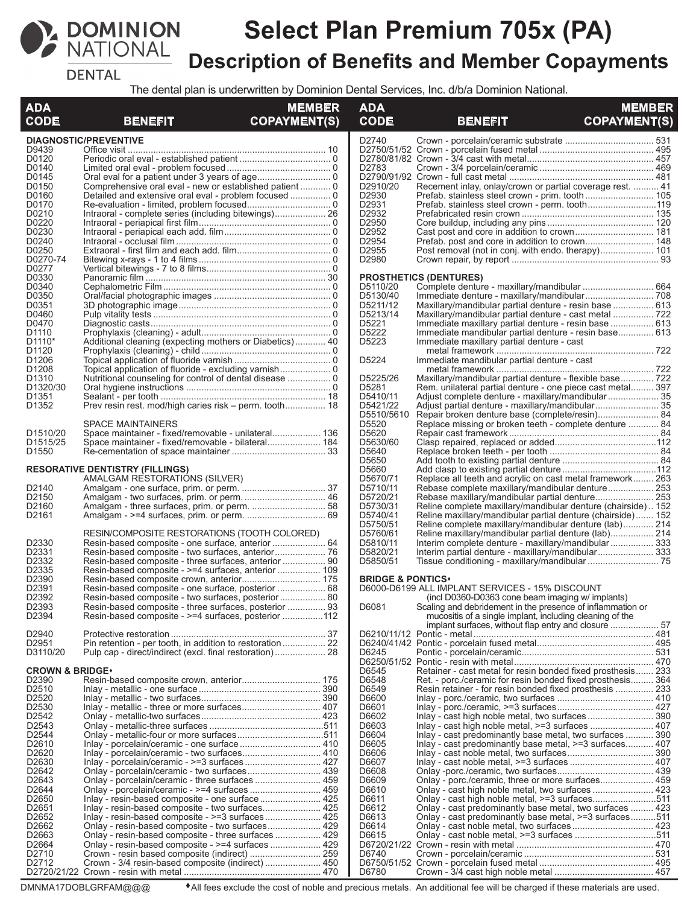# Select Plan Premium 705x (PA)

## Description of Benefits and Member Copayments

DOMINION NATIONAL DENTAL

The dental plan is underwritten by Dominion Dental Services, Inc. d/b/a Dominion National.

| ADA CODE | BENEFIT | MEMBER COPAYMENT(S) |
|---|---|---|
| **DIAGNOSTIC/PREVENTIVE** | | |
| D9439 | Office visit | 10 |
| D0120 | Periodic oral eval - established patient | 0 |
| D0140 | Limited oral eval - problem focused | 0 |
| D0145 | Oral eval for a patient under 3 years of age | 0 |
| D0150 | Comprehensive oral eval - new or established patient | 0 |
| D0160 | Detailed and extensive oral eval - problem focused | 0 |
| D0170 | Re-evaluation - limited, problem focused | 0 |
| D0210 | Intraoral - complete series (including bitewings) | 26 |
| D0220 | Intraoral - periapical first film | 0 |
| D0230 | Intraoral - periapical each add. film | 0 |
| D0240 | Intraoral - occlusal film | 0 |
| D0250 | Extraoral - first film and each add. film | 0 |
| D0270-74 | Bitewing x-rays - 1 to 4 films | 0 |
| D0277 | Vertical bitewings - 7 to 8 films | 0 |
| D0330 | Panoramic film | 30 |
| D0340 | Cephalometric Film | 0 |
| D0350 | Oral/facial photographic images | 0 |
| D0351 | 3D photographic image | 0 |
| D0460 | Pulp vitality tests | 0 |
| D0470 | Diagnostic casts | 0 |
| D1110 | Prophylaxis (cleaning) - adult | 0 |
| D1110* | Additional cleaning (expecting mothers or Diabetics) | 40 |
| D1120 | Prophylaxis (cleaning) - child | 0 |
| D1206 | Topical application of fluoride varnish | 0 |
| D1208 | Topical application of fluoride - excluding varnish | 0 |
| D1310 | Nutritional counseling for control of dental disease | 0 |
| D1320/30 | Oral hygiene instructions | 0 |
| D1351 | Sealant - per tooth | 18 |
| D1352 | Prev resin rest. mod/high caries risk – perm. tooth | 18 |
| | SPACE MAINTAINERS | |
| D1510/20 | Space maintainer - fixed/removable - unilateral | 136 |
| D1515/25 | Space maintainer - fixed/removable - bilateral | 184 |
| D1550 | Re-cementation of space maintainer | 33 |
| **RESORATIVE DENTISTRY (FILLINGS)** | | |
| | AMALGAM RESTORATIONS (SILVER) | |
| D2140 | Amalgam - one surface, prim. or perm. | 37 |
| D2150 | Amalgam - two surfaces, prim. or perm. | 46 |
| D2160 | Amalgam - three surfaces, prim. or perm. | 58 |
| D2161 | Amalgam - >=4 surfaces, prim. or perm. | 69 |
| | RESIN/COMPOSITE RESTORATIONS (TOOTH COLORED) | |
| D2330 | Resin-based composite - one surface, anterior | 64 |
| D2331 | Resin-based composite - two surfaces, anterior | 76 |
| D2332 | Resin-based composite - three surfaces, anterior | 90 |
| D2335 | Resin-based composite - >=4 surfaces, anterior | 109 |
| D2390 | Resin-based composite crown, anterior | 175 |
| D2391 | Resin-based composite - one surface, posterior | 68 |
| D2392 | Resin-based composite - two surfaces, posterior | 80 |
| D2393 | Resin-based composite - three surfaces, posterior | 93 |
| D2394 | Resin-based composite - >=4 surfaces, posterior | 112 |
| D2940 | Protective restoration | 37 |
| D2951 | Pin retention - per tooth, in addition to restoration | 22 |
| D3110/20 | Pulp cap - direct/indirect (excl. final restoration) | 28 |
| **CROWN & BRIDGE♦** | | |
| D2390 | Resin-based composite crown, anterior | 175 |
| D2510 | Inlay - metallic - one surface | 390 |
| D2520 | Inlay - metallic - two surfaces | 390 |
| D2530 | Inlay - metallic - three or more surfaces | 407 |
| D2542 | Onlay - metallic-two surfaces | 423 |
| D2543 | Onlay - metallic-three surfaces | 511 |
| D2544 | Onlay - metallic-four or more surfaces | 511 |
| D2610 | Inlay - porcelain/ceramic - one surface | 410 |
| D2620 | Inlay - porcelain/ceramic - two surfaces | 410 |
| D2630 | Inlay - porcelain/ceramic - >=3 surfaces | 427 |
| D2642 | Onlay - porcelain/ceramic - two surfaces | 439 |
| D2643 | Onlay - porcelain/ceramic - three surfaces | 459 |
| D2644 | Onlay - porcelain/ceramic - >=4 surfaces | 459 |
| D2650 | Inlay - resin-based composite - one surface | 425 |
| D2651 | Inlay - resin-based composite - two surfaces | 425 |
| D2652 | Inlay - resin-based composite - >=3 surfaces | 425 |
| D2662 | Onlay - resin-based composite - two surfaces | 429 |
| D2663 | Onlay - resin-based composite - three surfaces | 429 |
| D2664 | Onlay - resin-based composite - >=4 surfaces | 429 |
| D2710 | Crown - resin based composite (indirect) | 259 |
| D2712 | Crown - 3/4 resin-based composite (indirect) | 450 |
| D2720/21/22 | Crown - resin with metal | 470 |
| D2740 | Crown - porcelain/ceramic substrate | 531 |
| D2750/51/52 | Crown - porcelain fused metal | 495 |
| D2780/81/82 | Crown - 3/4 cast with metal | 457 |
| D2783 | Crown - 3/4 porcelain/ceramic | 469 |
| D2790/91/92 | Crown - full cast metal | 481 |
| D2910/20 | Recement inlay, onlay/crown or partial coverage rest. | 41 |
| D2930 | Prefab. stainless steel crown - prim. tooth | 105 |
| D2931 | Prefab. stainless steel crown - perm. tooth | 119 |
| D2932 | Prefabricated resin crown | 135 |
| D2950 | Core buildup, including any pins | 120 |
| D2952 | Cast post and core in addition to crown | 181 |
| D2954 | Prefab. post and core in addition to crown | 148 |
| D2955 | Post removal (not in conj. with endo. therapy) | 101 |
| D2980 | Crown repair, by report | 93 |
| **PROSTHETICS (DENTURES)** | | |
| D5110/20 | Complete denture - maxillary/mandibular | 664 |
| D5130/40 | Immediate denture - maxillary/mandibular | 708 |
| D5211/12 | Maxillary/mandibular partial denture - resin base | 613 |
| D5213/14 | Maxillary/mandibular partial denture - cast metal | 722 |
| D5221 | Immediate maxillary partial denture - resin base | 613 |
| D5222 | Immediate mandibular partial denture - resin base | 613 |
| D5223 | Immediate maxillary partial denture - cast metal framework | 722 |
| D5224 | Immediate mandibular partial denture - cast metal framework | 722 |
| D5225/26 | Maxillary/mandibular partial denture - flexible base | 722 |
| D5281 | Rem. unilateral partial denture - one piece cast metal | 397 |
| D5410/11 | Adjust complete denture - maxillary/mandibular | 35 |
| D5421/22 | Adjust partial denture - maxillary/mandibular | 35 |
| D5510/5610 | Repair broken denture base (complete/resin) | 84 |
| D5520 | Replace missing or broken teeth - complete denture | 84 |
| D5620 | Repair cast framework | 84 |
| D5630/60 | Clasp repaired, replaced or added | 112 |
| D5640 | Replace broken teeth - per tooth | 84 |
| D5650 | Add tooth to existing partial denture | 84 |
| D5660 | Add clasp to existing partial denture | 112 |
| D5670/71 | Replace all teeth and acrylic on cast metal framework | 263 |
| D5710/11 | Rebase complete maxillary/mandibular denture | 253 |
| D5720/21 | Rebase maxillary/mandibular partial denture | 253 |
| D5730/31 | Reline complete maxillary/mandibular denture (chairside) | 152 |
| D5740/41 | Reline maxillary/mandibular partial denture (chairside) | 152 |
| D5750/51 | Reline complete maxillary/mandibular denture (lab) | 214 |
| D5760/61 | Reline maxillary/mandibular partial denture (lab) | 214 |
| D5810/11 | Interim complete denture - maxillary/mandibular | 333 |
| D5820/21 | Interim partial denture - maxillary/mandibular | 333 |
| D5850/51 | Tissue conditioning - maxillary/mandibular | 75 |
| **BRIDGE & PONTICS♦** | | |
| D6000-D6199 | ALL IMPLANT SERVICES - 15% DISCOUNT (incl D0360-D0363 cone beam imaging w/ implants) | |
| D6081 | Scaling and debridement in the presence of inflammation or mucositis of a single implant, including cleaning of the implant surfaces, without flap entry and closure | 57 |
| D6210/11/12 | Pontic - metal | 481 |
| D6240/41/42 | Pontic - porcelain fused metal | 495 |
| D6245 | Pontic - porcelain/ceramic | 531 |
| D6250/51/52 | Pontic - resin with metal | 470 |
| D6545 | Retainer - cast metal for resin bonded fixed prosthesis | 233 |
| D6548 | Ret. - porc./ceramic for resin bonded fixed prosthesis | 364 |
| D6549 | Resin retainer - for resin bonded fixed prosthesis | 233 |
| D6600 | Inlay - porc./ceramic, two surfaces | 410 |
| D6601 | Inlay - porc./ceramic, >=3 surfaces | 427 |
| D6602 | Inlay - cast high noble metal, two surfaces | 390 |
| D6603 | Inlay - cast high noble metal, >=3 surfaces | 407 |
| D6604 | Inlay - cast predominantly base metal, two surfaces | 390 |
| D6605 | Inlay - cast predominantly base metal, >=3 surfaces | 407 |
| D6606 | Inlay - cast noble metal, two surfaces | 390 |
| D6607 | Inlay - cast noble metal, >=3 surfaces | 407 |
| D6608 | Onlay -porc./ceramic, two surfaces | 439 |
| D6609 | Onlay - porc./ceramic, three or more surfaces | 459 |
| D6610 | Onlay - cast high noble metal, two surfaces | 423 |
| D6611 | Onlay - cast high noble metal, >=3 surfaces | 511 |
| D6612 | Onlay - cast predominantly base metal, two surfaces | 423 |
| D6613 | Onlay - cast predominantly base metal, >=3 surfaces | 511 |
| D6614 | Onlay - cast noble metal, two surfaces | 423 |
| D6615 | Onlay - cast noble metal, >=3 surfaces | 511 |
| D6720/21/22 | Crown - resin with metal | 470 |
| D6740 | Crown - porcelain/ceramic | 531 |
| D6750/51/52 | Crown - porcelain fused metal | 495 |
| D6780 | Crown - 3/4 cast high noble metal | 457 |

DMNMA17DOBLGRFAM@@@

♦All fees exclude the cost of noble and precious metals. An additional fee will be charged if these materials are used.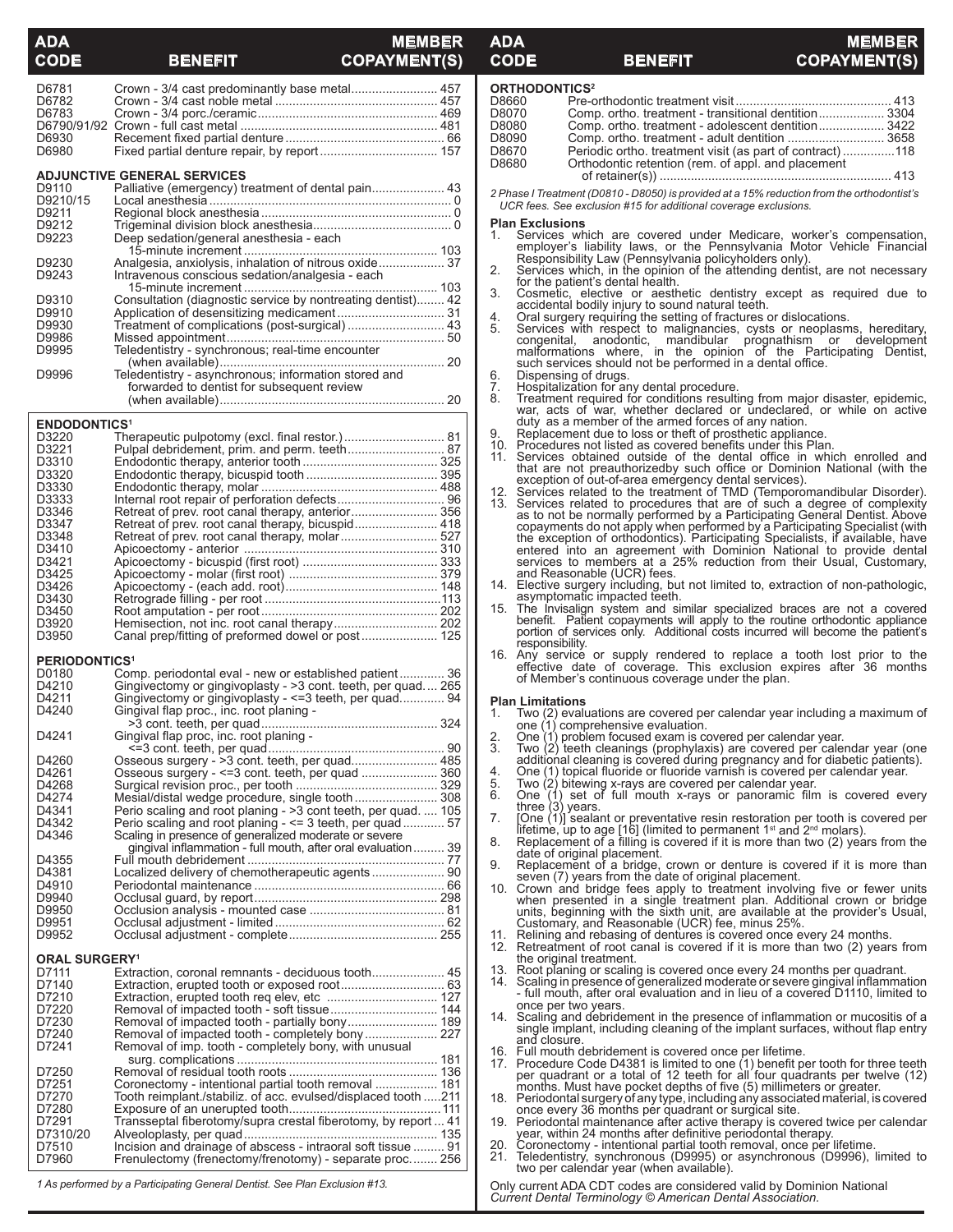| ADA CODE | BENEFIT | MEMBER COPAYMENT(S) |
|---|---|---|
| D6781 | Crown - 3/4 cast predominantly base metal | 457 |
| D6782 | Crown - 3/4 cast noble metal | 457 |
| D6783 | Crown - 3/4 porc./ceramic | 469 |
| D6790/91/92 | Crown - full cast metal | 481 |
| D6930 | Recement fixed partial denture | 66 |
| D6980 | Fixed partial denture repair, by report | 157 |
| **ADJUNCTIVE GENERAL SERVICES** | | |
| D9110 | Palliative (emergency) treatment of dental pain | 43 |
| D9210/15 | Local anesthesia | 0 |
| D9211 | Regional block anesthesia | 0 |
| D9212 | Trigeminal division block anesthesia | 0 |
| D9223 | Deep sedation/general anesthesia - each 15-minute increment | 103 |
| D9230 | Analgesia, anxiolysis, inhalation of nitrous oxide | 37 |
| D9243 | Intravenous conscious sedation/analgesia - each 15-minute increment | 103 |
| D9310 | Consultation (diagnostic service by nontreating dentist) | 42 |
| D9910 | Application of desensitizing medicament | 31 |
| D9930 | Treatment of complications (post-surgical) | 43 |
| D9986 | Missed appointment | 50 |
| D9995 | Teledentistry - synchronous; real-time encounter (when available) | 20 |
| D9996 | Teledentistry - asynchronous; information stored and forwarded to dentist for subsequent review (when available) | 20 |
| **ENDODONTICS[1]** | | |
| D3220 | Therapeutic pulpotomy (excl. final restor.) | 81 |
| D3221 | Pulpal debridement, prim. and perm. teeth | 87 |
| D3310 | Endodontic therapy, anterior tooth | 325 |
| D3320 | Endodontic therapy, bicuspid tooth | 395 |
| D3330 | Endodontic therapy, molar | 488 |
| D3333 | Internal root repair of perforation defects | 96 |
| D3346 | Retreat of prev. root canal therapy, anterior | 356 |
| D3347 | Retreat of prev. root canal therapy, bicuspid | 418 |
| D3348 | Retreat of prev. root canal therapy, molar | 527 |
| D3410 | Apicoectomy - anterior | 310 |
| D3421 | Apicoectomy - bicuspid (first root) | 333 |
| D3425 | Apicoectomy - molar (first root) | 379 |
| D3426 | Apicoectomy - (each add. root) | 148 |
| D3430 | Retrograde filling - per root | 113 |
| D3450 | Root amputation - per root | 202 |
| D3920 | Hemisection, not inc. root canal therapy | 202 |
| D3950 | Canal prep/fitting of preformed dowel or post | 125 |
| **PERIODONTICS[1]** | | |
| D0180 | Comp. periodontal eval - new or established patient | 36 |
| D4210 | Gingivectomy or gingivoplasty - >3 cont. teeth, per quad | 265 |
| D4211 | Gingivectomy or gingivoplasty - <=3 cont. teeth, per quad | 94 |
| D4240 | Gingival flap proc., inc. root planing - >3 cont. teeth, per quad | 324 |
| D4241 | Gingival flap proc, inc. root planing - <=3 cont. teeth, per quad | 90 |
| D4260 | Osseous surgery - >3 cont. teeth, per quad | 485 |
| D4261 | Osseous surgery - <=3 cont. teeth, per quad | 360 |
| D4268 | Surgical revision proc., per tooth | 329 |
| D4274 | Mesial/distal wedge procedure, single tooth | 308 |
| D4341 | Perio scaling and root planing - >3 cont teeth, per quad. | 105 |
| D4342 | Perio scaling and root planing - <= 3 teeth, per quad | 57 |
| D4346 | Scaling in presence of generalized moderate or severe gingival inflammation - full mouth, after oral evaluation | 39 |
| D4355 | Full mouth debridement | 77 |
| D4381 | Localized delivery of chemotherapeutic agents | 90 |
| D4910 | Periodontal maintenance | 66 |
| D9940 | Occlusal guard, by report | 298 |
| D9950 | Occlusion analysis - mounted case | 81 |
| D9951 | Occlusal adjustment - limited | 62 |
| D9952 | Occlusal adjustment - complete | 255 |
| **ORAL SURGERY[1]** | | |
| D7111 | Extraction, coronal remnants - deciduous tooth | 45 |
| D7140 | Extraction, erupted tooth or exposed root | 63 |
| D7210 | Extraction, erupted tooth req elev, etc | 127 |
| D7220 | Removal of impacted tooth - soft tissue | 144 |
| D7230 | Removal of impacted tooth - partially bony | 189 |
| D7240 | Removal of impacted tooth - completely bony | 227 |
| D7241 | Removal of imp. tooth - completely bony, with unusual surg. complications | 181 |
| D7250 | Removal of residual tooth roots | 136 |
| D7251 | Coronectomy - intentional partial tooth removal | 181 |
| D7270 | Tooth reimplant./stabiliz. of acc. evulsed/displaced tooth | 211 |
| D7280 | Exposure of an unerupted tooth | 111 |
| D7291 | Transseptal fiberotomy/supra crestal fiberotomy, by report | 41 |
| D7310/20 | Alveoloplasty, per quad | 135 |
| D7510 | Incision and drainage of abscess - intraoral soft tissue | 91 |
| D7960 | Frenulectomy (frenectomy/frenotomy) - separate proc. | 256 |

*1 As performed by a Participating General Dentist. See Plan Exclusion #13.*

| ADA CODE | BENEFIT | MEMBER COPAYMENT(S) |
|---|---|---|
| **ORTHODONTICS[2]** | | |
| D8660 | Pre-orthodontic treatment visit | 413 |
| D8070 | Comp. ortho. treatment - transitional dentition | 3304 |
| D8080 | Comp. ortho. treatment - adolescent dentition | 3422 |
| D8090 | Comp. ortho. treatment - adult dentition | 3658 |
| D8670 | Periodic ortho. treatment visit (as part of contract) | 118 |
| D8680 | Orthodontic retention (rem. of appl. and placement of retainer(s)) | 413 |

*2 Phase I Treatment (D0810 - D8050) is provided at a 15% reduction from the orthodontist's UCR fees. See exclusion #15 for additional coverage exclusions.*

**Plan Exclusions**

1. Services which are covered under Medicare, worker's compensation, employer's liability laws, or the Pennsylvania Motor Vehicle Financial Responsibility Law (Pennsylvania policyholders only).
2. Services which, in the opinion of the attending dentist, are not necessary for the patient's dental health.
3. Cosmetic, elective or aesthetic dentistry except as required due to accidental bodily injury to sound natural teeth.
4. Oral surgery requiring the setting of fractures or dislocations.
5. Services with respect to malignancies, cysts or neoplasms, hereditary, congenital, anodontic, mandibular prognathism or development malformations where, in the opinion of the Participating Dentist, such services should not be performed in a dental office.
6. Dispensing of drugs.
7. Hospitalization for any dental procedure.
8. Treatment required for conditions resulting from major disaster, epidemic, war, acts of war, whether declared or undeclared, or while on active duty as a member of the armed forces of any nation.
9. Replacement due to loss or theft of prosthetic appliance.
10. Procedures not listed as covered benefits under this Plan.
11. Services obtained outside of the dental office in which enrolled and that are not preauthorizedby such office or Dominion National (with the exception of out-of-area emergency dental services).
12. Services related to the treatment of TMD (Temporomandibular Disorder).
13. Services related to procedures that are of such a degree of complexity as to not be normally performed by a Participating General Dentist. Above copayments do not apply when performed by a Participating Specialist (with the exception of orthodontics). Participating Specialists, if available, have entered into an agreement with Dominion National to provide dental services to members at a 25% reduction from their Usual, Customary, and Reasonable (UCR) fees.
14. Elective surgery including, but not limited to, extraction of non-pathologic, asymptomatic impacted teeth.
15. The Invisalign system and similar specialized braces are not a covered benefit. Patient copayments will apply to the routine orthodontic appliance portion of services only. Additional costs incurred will become the patient's responsibility.
16. Any service or supply rendered to replace a tooth lost prior to the effective date of coverage. This exclusion expires after 36 months of Member's continuous coverage under the plan.

**Plan Limitations**

1. Two (2) evaluations are covered per calendar year including a maximum of one (1) comprehensive evaluation.
2. One (1) problem focused exam is covered per calendar year.
3. Two (2) teeth cleanings (prophylaxis) are covered per calendar year (one additional cleaning is covered during pregnancy and for diabetic patients).
4. One (1) topical fluoride or fluoride varnish is covered per calendar year.
5. Two (2) bitewing x-rays are covered per calendar year.
6. One (1) set of full mouth x-rays or panoramic film is covered every three (3) years.
7. [One (1)] sealant or preventative resin restoration per tooth is covered per lifetime, up to age [16] (limited to permanent 1st and 2nd molars).
8. Replacement of a filling is covered if it is more than two (2) years from the date of original placement.
9. Replacement of a bridge, crown or denture is covered if it is more than seven (7) years from the date of original placement.
10. Crown and bridge fees apply to treatment involving five or fewer units when presented in a single treatment plan. Additional crown or bridge units, beginning with the sixth unit, are available at the provider's Usual, Customary, and Reasonable (UCR) fee, minus 25%.
11. Relining and rebasing of dentures is covered once every 24 months.
12. Retreatment of root canal is covered if it is more than two (2) years from the original treatment.
13. Root planing or scaling is covered once every 24 months per quadrant.
14. Scaling in presence of generalized moderate or severe gingival inflammation - full mouth, after oral evaluation and in lieu of a covered D1110, limited to once per two years.
14. Scaling and debridement in the presence of inflammation or mucositis of a single implant, including cleaning of the implant surfaces, without flap entry and closure.
16. Full mouth debridement is covered once per lifetime.
17. Procedure Code D4381 is limited to one (1) benefit per tooth for three teeth per quadrant or a total of 12 teeth for all four quadrants per twelve (12) months. Must have pocket depths of five (5) millimeters or greater.
18. Periodontal surgery of any type, including any associated material, is covered once every 36 months per quadrant or surgical site.
19. Periodontal maintenance after active therapy is covered twice per calendar year, within 24 months after definitive periodontal therapy.
20. Coronectomy - intentional partial tooth removal, once per lifetime.
21. Teledentistry, synchronous (D9995) or asynchronous (D9996), limited to two per calendar year (when available).

Only current ADA CDT codes are considered valid by Dominion National
*Current Dental Terminology © American Dental Association.*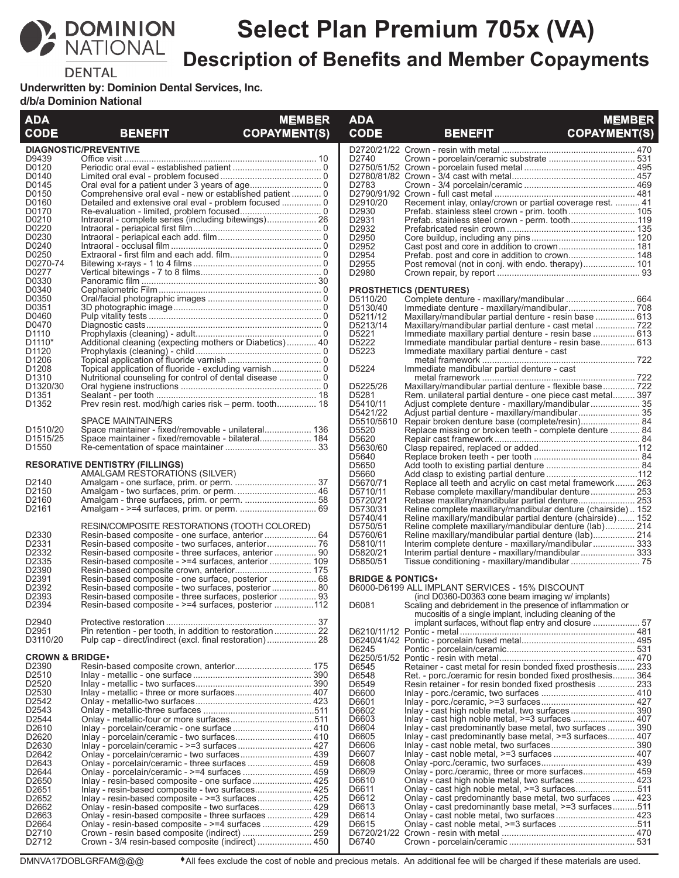# Select Plan Premium 705x (VA)

## Description of Benefits and Member Copayments

DOMINION NATIONAL DENTAL

**Underwritten by: Dominion Dental Services, Inc.**
**d/b/a Dominion National**

| ADA CODE | BENEFIT | MEMBER COPAYMENT(S) |
|---|---|---|
| **DIAGNOSTIC/PREVENTIVE** | | |
| D9439 | Office visit | 10 |
| D0120 | Periodic oral eval - established patient | 0 |
| D0140 | Limited oral eval - problem focused | 0 |
| D0145 | Oral eval for a patient under 3 years of age | 0 |
| D0150 | Comprehensive oral eval - new or established patient | 0 |
| D0160 | Detailed and extensive oral eval - problem focused | 0 |
| D0170 | Re-evaluation - limited, problem focused | 0 |
| D0210 | Intraoral - complete series (including bitewings) | 26 |
| D0220 | Intraoral - periapical first film | 0 |
| D0230 | Intraoral - periapical each add. film | 0 |
| D0240 | Intraoral - occlusal film | 0 |
| D0250 | Extraoral - first film and each add. film | 0 |
| D0270-74 | Bitewing x-rays - 1 to 4 films | 0 |
| D0277 | Vertical bitewings - 7 to 8 films | 0 |
| D0330 | Panoramic film | 30 |
| D0340 | Cephalometric Film | 0 |
| D0350 | Oral/facial photographic images | 0 |
| D0351 | 3D photographic image | 0 |
| D0460 | Pulp vitality tests | 0 |
| D0470 | Diagnostic casts | 0 |
| D1110 | Prophylaxis (cleaning) - adult | 0 |
| D1110* | Additional cleaning (expecting mothers or Diabetics) | 40 |
| D1120 | Prophylaxis (cleaning) - child | 0 |
| D1206 | Topical application of fluoride varnish | 0 |
| D1208 | Topical application of fluoride - excluding varnish | 0 |
| D1310 | Nutritional counseling for control of dental disease | 0 |
| D1320/30 | Oral hygiene instructions | 0 |
| D1351 | Sealant - per tooth | 18 |
| D1352 | Prev resin rest. mod/high caries risk – perm. tooth | 18 |
| | SPACE MAINTAINERS | |
| D1510/20 | Space maintainer - fixed/removable - unilateral | 136 |
| D1515/25 | Space maintainer - fixed/removable - bilateral | 184 |
| D1550 | Re-cementation of space maintainer | 33 |
| **RESTORATIVE DENTISTRY (FILLINGS)** | | |
| | AMALGAM RESTORATIONS (SILVER) | |
| D2140 | Amalgam - one surface, prim. or perm. | 37 |
| D2150 | Amalgam - two surfaces, prim. or perm. | 46 |
| D2160 | Amalgam - three surfaces, prim. or perm. | 58 |
| D2161 | Amalgam - >=4 surfaces, prim. or perm. | 69 |
| | RESIN/COMPOSITE RESTORATIONS (TOOTH COLORED) | |
| D2330 | Resin-based composite - one surface, anterior | 64 |
| D2331 | Resin-based composite - two surfaces, anterior | 76 |
| D2332 | Resin-based composite - three surfaces, anterior | 90 |
| D2335 | Resin-based composite - >=4 surfaces, anterior | 109 |
| D2390 | Resin-based composite crown, anterior | 175 |
| D2391 | Resin-based composite - one surface, posterior | 68 |
| D2392 | Resin-based composite - two surfaces, posterior | 80 |
| D2393 | Resin-based composite - three surfaces, posterior | 93 |
| D2394 | Resin-based composite - >=4 surfaces, posterior | 112 |
| D2940 | Protective restoration | 37 |
| D2951 | Pin retention - per tooth, in addition to restoration | 22 |
| D3110/20 | Pulp cap - direct/indirect (excl. final restoration) | 28 |
| **CROWN & BRIDGE♦** | | |
| D2390 | Resin-based composite crown, anterior | 175 |
| D2510 | Inlay - metallic - one surface | 390 |
| D2520 | Inlay - metallic - two surfaces | 390 |
| D2530 | Inlay - metallic - three or more surfaces | 407 |
| D2542 | Onlay - metallic-two surfaces | 423 |
| D2543 | Onlay - metallic-three surfaces | 511 |
| D2544 | Onlay - metallic-four or more surfaces | 511 |
| D2610 | Inlay - porcelain/ceramic - one surface | 410 |
| D2620 | Inlay - porcelain/ceramic - two surfaces | 410 |
| D2630 | Inlay - porcelain/ceramic - >=3 surfaces | 427 |
| D2642 | Onlay - porcelain/ceramic - two surfaces | 439 |
| D2643 | Onlay - porcelain/ceramic - three surfaces | 459 |
| D2644 | Onlay - porcelain/ceramic - >=4 surfaces | 459 |
| D2650 | Inlay - resin-based composite - one surface | 425 |
| D2651 | Inlay - resin-based composite - two surfaces | 425 |
| D2652 | Inlay - resin-based composite - >=3 surfaces | 425 |
| D2662 | Onlay - resin-based composite - two surfaces | 429 |
| D2663 | Onlay - resin-based composite - three surfaces | 429 |
| D2664 | Onlay - resin-based composite - >=4 surfaces | 429 |
| D2710 | Crown - resin based composite (indirect) | 259 |
| D2712 | Crown - 3/4 resin-based composite (indirect) | 450 |
| D2720/21/22 | Crown - resin with metal | 470 |
| D2740 | Crown - porcelain/ceramic substrate | 531 |
| D2750/51/52 | Crown - porcelain fused metal | 495 |
| D2780/81/82 | Crown - 3/4 cast with metal | 457 |
| D2783 | Crown - 3/4 porcelain/ceramic | 469 |
| D2790/91/92 | Crown - full cast metal | 481 |
| D2910/20 | Recement inlay, onlay/crown or partial coverage rest. | 41 |
| D2930 | Prefab. stainless steel crown - prim. tooth | 105 |
| D2931 | Prefab. stainless steel crown - perm. tooth | 119 |
| D2932 | Prefabricated resin crown | 135 |
| D2950 | Core buildup, including any pins | 120 |
| D2952 | Cast post and core in addition to crown | 181 |
| D2954 | Prefab. post and core in addition to crown | 148 |
| D2955 | Post removal (not in conj. with endo. therapy) | 101 |
| D2980 | Crown repair, by report | 93 |
| **PROSTHETICS (DENTURES)** | | |
| D5110/20 | Complete denture - maxillary/mandibular | 664 |
| D5130/40 | Immediate denture - maxillary/mandibular | 708 |
| D5211/12 | Maxillary/mandibular partial denture - resin base | 613 |
| D5213/14 | Maxillary/mandibular partial denture - cast metal | 722 |
| D5221 | Immediate maxillary partial denture - resin base | 613 |
| D5222 | Immediate mandibular partial denture - resin base | 613 |
| D5223 | Immediate maxillary partial denture - cast metal framework | 722 |
| D5224 | Immediate mandibular partial denture - cast metal framework | 722 |
| D5225/26 | Maxillary/mandibular partial denture - flexible base | 722 |
| D5281 | Rem. unilateral partial denture - one piece cast metal | 397 |
| D5410/11 | Adjust complete denture - maxillary/mandibular | 35 |
| D5421/22 | Adjust partial denture - maxillary/mandibular | 35 |
| D5510/5610 | Repair broken denture base (complete/resin) | 84 |
| D5520 | Replace missing or broken teeth - complete denture | 84 |
| D5620 | Repair cast framework | 84 |
| D5630/60 | Clasp repaired, replaced or added | 112 |
| D5640 | Replace broken teeth - per tooth | 84 |
| D5650 | Add tooth to existing partial denture | 84 |
| D5660 | Add clasp to existing partial denture | 112 |
| D5670/71 | Replace all teeth and acrylic on cast metal framework | 263 |
| D5710/11 | Rebase complete maxillary/mandibular denture | 253 |
| D5720/21 | Rebase maxillary/mandibular partial denture | 253 |
| D5730/31 | Reline complete maxillary/mandibular denture (chairside) | 152 |
| D5740/41 | Reline maxillary/mandibular partial denture (chairside) | 152 |
| D5750/51 | Reline complete maxillary/mandibular denture (lab) | 214 |
| D5760/61 | Reline maxillary/mandibular partial denture (lab) | 214 |
| D5810/11 | Interim complete denture - maxillary/mandibular | 333 |
| D5820/21 | Interim partial denture - maxillary/mandibular | 333 |
| D5850/51 | Tissue conditioning - maxillary/mandibular | 75 |
| **BRIDGE & PONTICS♦** | | |
| D6000-D6199 | ALL IMPLANT SERVICES - 15% DISCOUNT (incl D0360-D0363 cone beam imaging w/ implants) | |
| D6081 | Scaling and debridement in the presence of inflammation or mucositis of a single implant, including cleaning of the implant surfaces, without flap entry and closure | 57 |
| D6210/11/12 | Pontic - metal | 481 |
| D6240/41/42 | Pontic - porcelain fused metal | 495 |
| D6245 | Pontic - porcelain/ceramic | 531 |
| D6250/51/52 | Pontic - resin with metal | 470 |
| D6545 | Retainer - cast metal for resin bonded fixed prosthesis | 233 |
| D6548 | Ret. - porc./ceramic for resin bonded fixed prosthesis | 364 |
| D6549 | Resin retainer - for resin bonded fixed prosthesis | 233 |
| D6600 | Inlay - porc./ceramic, two surfaces | 410 |
| D6601 | Inlay - porc./ceramic, >=3 surfaces | 427 |
| D6602 | Inlay - cast high noble metal, two surfaces | 390 |
| D6603 | Inlay - cast high noble metal, >=3 surfaces | 407 |
| D6604 | Inlay - cast predominantly base metal, two surfaces | 390 |
| D6605 | Inlay - cast predominantly base metal, >=3 surfaces | 407 |
| D6606 | Inlay - cast noble metal, two surfaces | 390 |
| D6607 | Inlay - cast noble metal, >=3 surfaces | 407 |
| D6608 | Onlay -porc./ceramic, two surfaces | 439 |
| D6609 | Onlay - porc./ceramic, three or more surfaces | 459 |
| D6610 | Onlay - cast high noble metal, two surfaces | 423 |
| D6611 | Onlay - cast high noble metal, >=3 surfaces | 511 |
| D6612 | Onlay - cast predominantly base metal, two surfaces | 423 |
| D6613 | Onlay - cast predominantly base metal, >=3 surfaces | 511 |
| D6614 | Onlay - cast noble metal, two surfaces | 423 |
| D6615 | Onlay - cast noble metal, >=3 surfaces | 511 |
| D6720/21/22 | Crown - resin with metal | 470 |
| D6740 | Crown - porcelain/ceramic | 531 |

DMNVA17DOBLGRFAM@@@

♦All fees exclude the cost of noble and precious metals. An additional fee will be charged if these materials are used.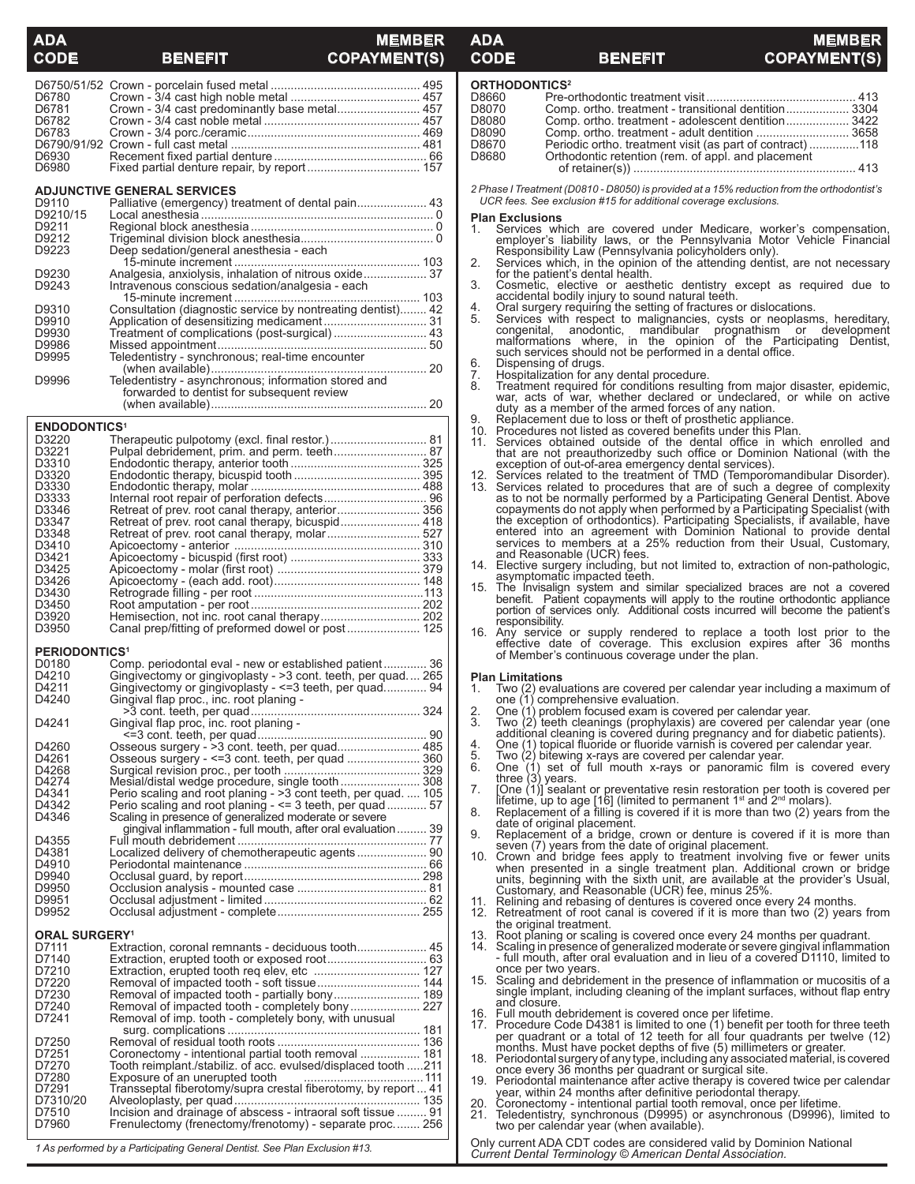| ADA CODE | BENEFIT | MEMBER COPAYMENT(S) |
|---|---|---|
| D6750/51/52 | Crown - porcelain fused metal | 495 |
| D6780 | Crown - 3/4 cast high noble metal | 457 |
| D6781 | Crown - 3/4 cast predominantly base metal | 457 |
| D6782 | Crown - 3/4 cast noble metal | 457 |
| D6783 | Crown - 3/4 porc./ceramic | 469 |
| D6790/91/92 | Crown - full cast metal | 481 |
| D6930 | Recement fixed partial denture | 66 |
| D6980 | Fixed partial denture repair, by report | 157 |
| **ADJUNCTIVE GENERAL SERVICES** | | |
| D9110 | Palliative (emergency) treatment of dental pain | 43 |
| D9210/15 | Local anesthesia | 0 |
| D9211 | Regional block anesthesia | 0 |
| D9212 | Trigeminal division block anesthesia | 0 |
| D9223 | Deep sedation/general anesthesia - each 15-minute increment | 103 |
| D9230 | Analgesia, anxiolysis, inhalation of nitrous oxide | 37 |
| D9243 | Intravenous conscious sedation/analgesia - each 15-minute increment | 103 |
| D9310 | Consultation (diagnostic service by nontreating dentist) | 42 |
| D9910 | Application of desensitizing medicament | 31 |
| D9930 | Treatment of complications (post-surgical) | 43 |
| D9986 | Missed appointment | 50 |
| D9995 | Teledentistry - synchronous; real-time encounter (when available) | 20 |
| D9996 | Teledentistry - asynchronous; information stored and forwarded to dentist for subsequent review (when available) | 20 |
| **ENDODONTICS[1]** | | |
| D3220 | Therapeutic pulpotomy (excl. final restor.) | 81 |
| D3221 | Pulpal debridement, prim. and perm. teeth | 87 |
| D3310 | Endodontic therapy, anterior tooth | 325 |
| D3320 | Endodontic therapy, bicuspid tooth | 395 |
| D3330 | Endodontic therapy, molar | 488 |
| D3333 | Internal root repair of perforation defects | 96 |
| D3346 | Retreat of prev. root canal therapy, anterior | 356 |
| D3347 | Retreat of prev. root canal therapy, bicuspid | 418 |
| D3348 | Retreat of prev. root canal therapy, molar | 527 |
| D3410 | Apicoectomy - anterior | 310 |
| D3421 | Apicoectomy - bicuspid (first root) | 333 |
| D3425 | Apicoectomy - molar (first root) | 379 |
| D3426 | Apicoectomy - (each add. root) | 148 |
| D3430 | Retrograde filling - per root | 113 |
| D3450 | Root amputation - per root | 202 |
| D3920 | Hemisection, not inc. root canal therapy | 202 |
| D3950 | Canal prep/fitting of preformed dowel or post | 125 |
| **PERIODONTICS[1]** | | |
| D0180 | Comp. periodontal eval - new or established patient | 36 |
| D4210 | Gingivectomy or gingivoplasty - >3 cont. teeth, per quad. | 265 |
| D4211 | Gingivectomy or gingivoplasty - <=3 teeth, per quad. | 94 |
| D4240 | Gingival flap proc., inc. root planing - >3 cont. teeth, per quad | 324 |
| D4241 | Gingival flap proc, inc. root planing - <=3 cont. teeth, per quad | 90 |
| D4260 | Osseous surgery - >3 cont. teeth, per quad | 485 |
| D4261 | Osseous surgery - <=3 cont. teeth, per quad | 360 |
| D4268 | Surgical revision proc., per tooth | 329 |
| D4274 | Mesial/distal wedge procedure, single tooth | 308 |
| D4341 | Perio scaling and root planing - >3 cont teeth, per quad. | 105 |
| D4342 | Perio scaling and root planing - <= 3 teeth, per quad | 57 |
| D4346 | Scaling in presence of generalized moderate or severe gingival inflammation - full mouth, after oral evaluation | 39 |
| D4355 | Full mouth debridement | 77 |
| D4381 | Localized delivery of chemotherapeutic agents | 90 |
| D4910 | Periodontal maintenance | 66 |
| D9940 | Occlusal guard, by report | 298 |
| D9950 | Occlusion analysis - mounted case | 81 |
| D9951 | Occlusal adjustment - limited | 62 |
| D9952 | Occlusal adjustment - complete | 255 |
| **ORAL SURGERY[1]** | | |
| D7111 | Extraction, coronal remnants - deciduous tooth | 45 |
| D7140 | Extraction, erupted tooth or exposed root | 63 |
| D7210 | Extraction, erupted tooth req elev, etc | 127 |
| D7220 | Removal of impacted tooth - soft tissue | 144 |
| D7230 | Removal of impacted tooth - partially bony | 189 |
| D7240 | Removal of impacted tooth - completely bony | 227 |
| D7241 | Removal of imp. tooth - completely bony, with unusual surg. complications | 181 |
| D7250 | Removal of residual tooth roots | 136 |
| D7251 | Coronectomy - intentional partial tooth removal | 181 |
| D7270 | Tooth reimplant./stabiliz. of acc. evulsed/displaced tooth | 211 |
| D7280 | Exposure of an unerupted tooth | 111 |
| D7291 | Transseptal fiberotomy/supra crestal fiberotomy, by report | 41 |
| D7310/20 | Alveoloplasty, per quad | 135 |
| D7510 | Incision and drainage of abscess - intraoral soft tissue | 91 |
| D7960 | Frenulectomy (frenectomy/frenotomy) - separate proc. | 256 |

*1 As performed by a Participating General Dentist. See Plan Exclusion #13.*

| ADA CODE | BENEFIT | MEMBER COPAYMENT(S) |
|---|---|---|
| **ORTHODONTICS[2]** | | |
| D8660 | Pre-orthodontic treatment visit | 413 |
| D8070 | Comp. ortho. treatment - transitional dentition | 3304 |
| D8080 | Comp. ortho. treatment - adolescent dentition | 3422 |
| D8090 | Comp. ortho. treatment - adult dentition | 3658 |
| D8670 | Periodic ortho. treatment visit (as part of contract) | 118 |
| D8680 | Orthodontic retention (rem. of appl. and placement of retainer(s)) | 413 |

*2 Phase I Treatment (D0810 - D8050) is provided at a 15% reduction from the orthodontist's UCR fees. See exclusion #15 for additional coverage exclusions.*

**Plan Exclusions**

1. Services which are covered under Medicare, worker's compensation, employer's liability laws, or the Pennsylvania Motor Vehicle Financial Responsibility Law (Pennsylvania policyholders only).
2. Services which, in the opinion of the attending dentist, are not necessary for the patient's dental health.
3. Cosmetic, elective or aesthetic dentistry except as required due to accidental bodily injury to sound natural teeth.
4. Oral surgery requiring the setting of fractures or dislocations.
5. Services with respect to malignancies, cysts or neoplasms, hereditary, congenital, anodontic, mandibular prognathism or development malformations where, in the opinion of the Participating Dentist, such services should not be performed in a dental office.
6. Dispensing of drugs.
7. Hospitalization for any dental procedure.
8. Treatment required for conditions resulting from major disaster, epidemic, war, acts of war, whether declared or undeclared, or while on active duty as a member of the armed forces of any nation.
9. Replacement due to loss or theft of prosthetic appliance.
10. Procedures not listed as covered benefits under this Plan.
11. Services obtained outside of the dental office in which enrolled and that are not preauthorizedby such office or Dominion National (with the exception of out-of-area emergency dental services).
12. Services related to the treatment of TMD (Temporomandibular Disorder).
13. Services related to procedures that are of such a degree of complexity as to not be normally performed by a Participating General Dentist. Above copayments do not apply when performed by a Participating Specialist (with the exception of orthodontics). Participating Specialists, if available, have entered into an agreement with Dominion National to provide dental services to members at a 25% reduction from their Usual, Customary, and Reasonable (UCR) fees.
14. Elective surgery including, but not limited to, extraction of non-pathologic, asymptomatic impacted teeth.
15. The Invisalign system and similar specialized braces are not a covered benefit. Patient copayments will apply to the routine orthodontic appliance portion of services only. Additional costs incurred will become the patient's responsibility.
16. Any service or supply rendered to replace a tooth lost prior to the effective date of coverage. This exclusion expires after 36 months of Member's continuous coverage under the plan.

**Plan Limitations**

1. Two (2) evaluations are covered per calendar year including a maximum of one (1) comprehensive evaluation.
2. One (1) problem focused exam is covered per calendar year.
3. Two (2) teeth cleanings (prophylaxis) are covered per calendar year (one additional cleaning is covered during pregnancy and for diabetic patients).
4. One (1) topical fluoride or fluoride varnish is covered per calendar year.
5. Two (2) bitewing x-rays are covered per calendar year.
6. One (1) set of full mouth x-rays or panoramic film is covered every three (3) years.
7. [One (1)] sealant or preventative resin restoration per tooth is covered per lifetime, up to age [16] (limited to permanent 1st and 2nd molars).
8. Replacement of a filling is covered if it is more than two (2) years from the date of original placement.
9. Replacement of a bridge, crown or denture is covered if it is more than seven (7) years from the date of original placement.
10. Crown and bridge fees apply to treatment involving five or fewer units when presented in a single treatment plan. Additional crown or bridge units, beginning with the sixth unit, are available at the provider's Usual, Customary, and Reasonable (UCR) fee, minus 25%.
11. Relining and rebasing of dentures is covered once every 24 months.
12. Retreatment of root canal is covered if it is more than two (2) years from the original treatment.
13. Root planing or scaling is covered once every 24 months per quadrant.
14. Scaling in presence of generalized moderate or severe gingival inflammation - full mouth, after oral evaluation and in lieu of a covered D1110, limited to once per two years.
15. Scaling and debridement in the presence of inflammation or mucositis of a single implant, including cleaning of the implant surfaces, without flap entry and closure.
16. Full mouth debridement is covered once per lifetime.
17. Procedure Code D4381 is limited to one (1) benefit per tooth for three teeth per quadrant or a total of 12 teeth for all four quadrants per twelve (12) months. Must have pocket depths of five (5) millimeters or greater.
18. Periodontal surgery of any type, including any associated material, is covered once every 36 months per quadrant or surgical site.
19. Periodontal maintenance after active therapy is covered twice per calendar year, within 24 months after definitive periodontal therapy.
20. Coronectomy - intentional partial tooth removal, once per lifetime.
21. Teledentistry, synchronous (D9995) or asynchronous (D9996), limited to two per calendar year (when available).

Only current ADA CDT codes are considered valid by Dominion National
*Current Dental Terminology © American Dental Association.*